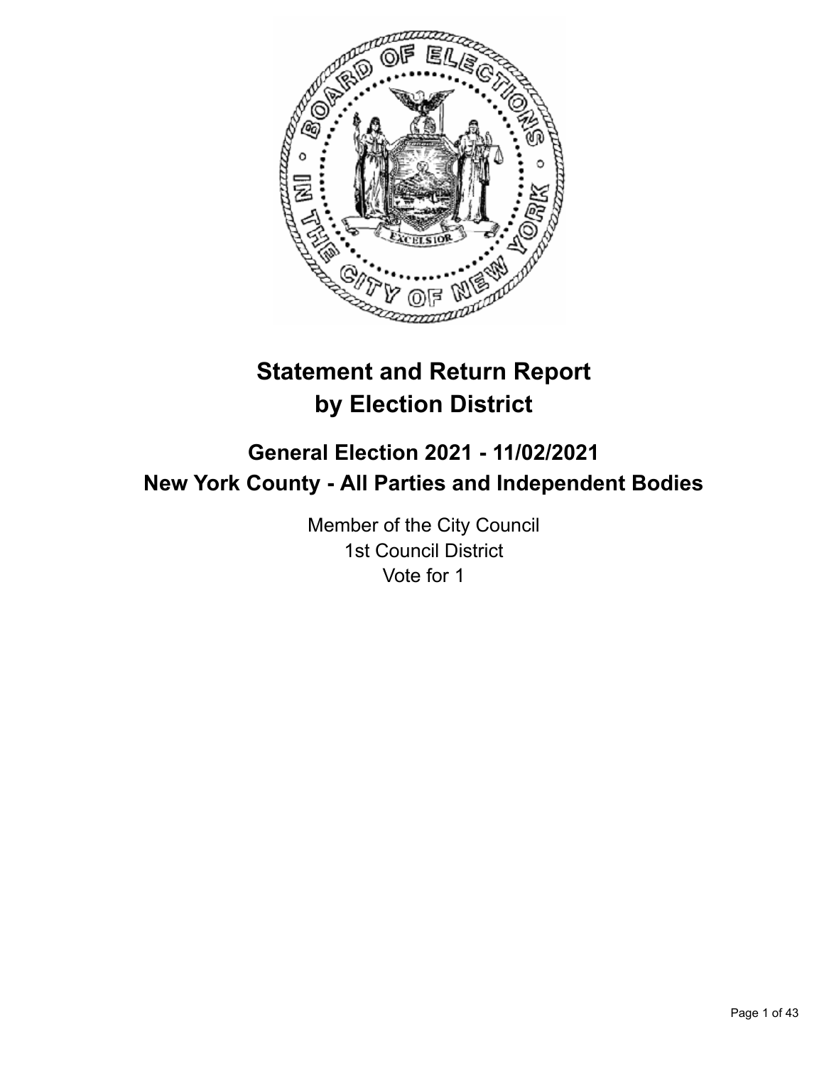# Statement and Return Report by Election District

## General Election 2021 - 11/02/2021
## New York County - All Parties and Independent Bodies

Member of the City Council
1st Council District
Vote for 1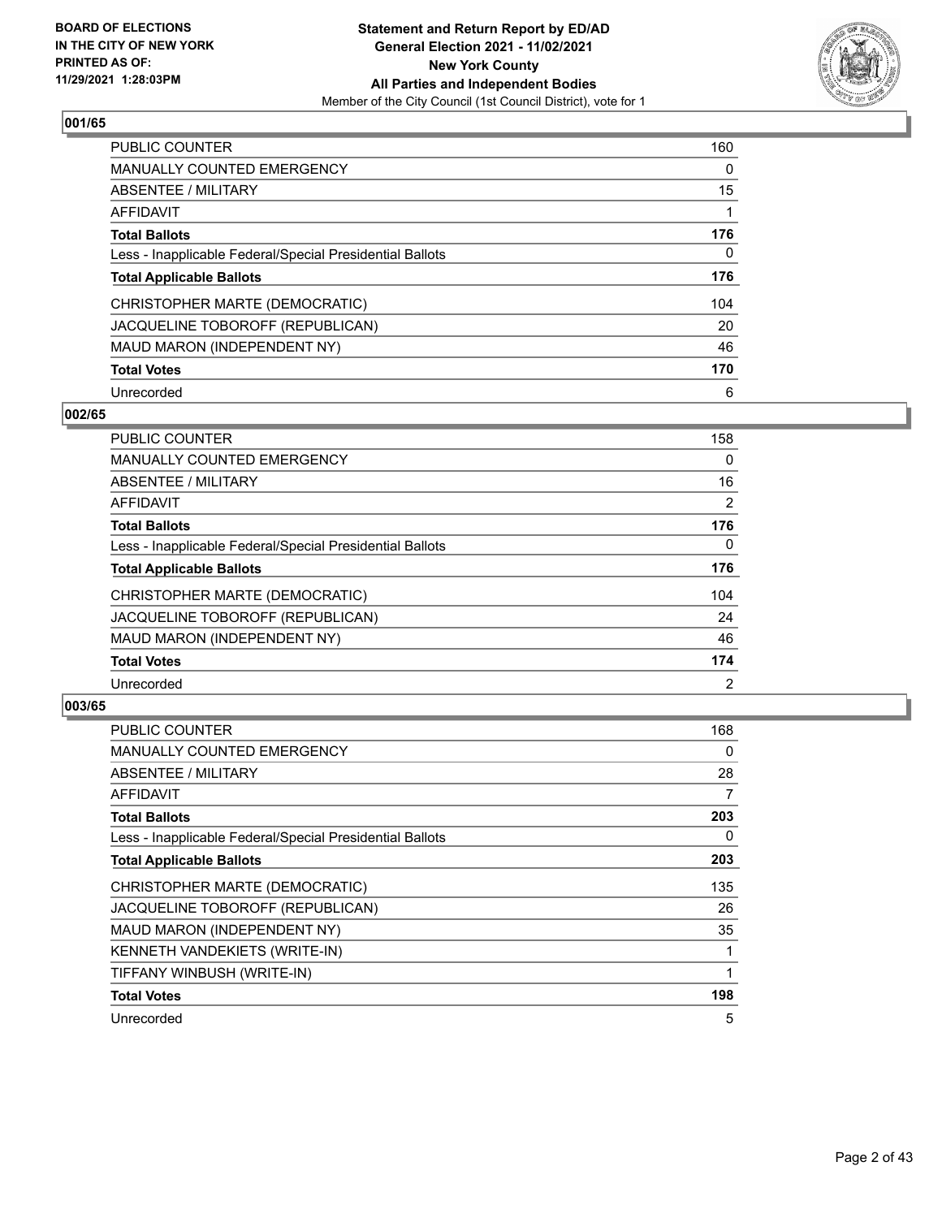## 001/65

| | |
|---|---|
| PUBLIC COUNTER | 160 |
| MANUALLY COUNTED EMERGENCY | 0 |
| ABSENTEE / MILITARY | 15 |
| AFFIDAVIT | 1 |
| **Total Ballots** | **176** |
| Less - Inapplicable Federal/Special Presidential Ballots | 0 |
| **Total Applicable Ballots** | **176** |
| CHRISTOPHER MARTE (DEMOCRATIC) | 104 |
| JACQUELINE TOBOROFF (REPUBLICAN) | 20 |
| MAUD MARON (INDEPENDENT NY) | 46 |
| **Total Votes** | **170** |
| Unrecorded | 6 |

## 002/65

| | |
|---|---|
| PUBLIC COUNTER | 158 |
| MANUALLY COUNTED EMERGENCY | 0 |
| ABSENTEE / MILITARY | 16 |
| AFFIDAVIT | 2 |
| **Total Ballots** | **176** |
| Less - Inapplicable Federal/Special Presidential Ballots | 0 |
| **Total Applicable Ballots** | **176** |
| CHRISTOPHER MARTE (DEMOCRATIC) | 104 |
| JACQUELINE TOBOROFF (REPUBLICAN) | 24 |
| MAUD MARON (INDEPENDENT NY) | 46 |
| **Total Votes** | **174** |
| Unrecorded | 2 |

## 003/65

| | |
|---|---|
| PUBLIC COUNTER | 168 |
| MANUALLY COUNTED EMERGENCY | 0 |
| ABSENTEE / MILITARY | 28 |
| AFFIDAVIT | 7 |
| **Total Ballots** | **203** |
| Less - Inapplicable Federal/Special Presidential Ballots | 0 |
| **Total Applicable Ballots** | **203** |
| CHRISTOPHER MARTE (DEMOCRATIC) | 135 |
| JACQUELINE TOBOROFF (REPUBLICAN) | 26 |
| MAUD MARON (INDEPENDENT NY) | 35 |
| KENNETH VANDEKIETS (WRITE-IN) | 1 |
| TIFFANY WINBUSH (WRITE-IN) | 1 |
| **Total Votes** | **198** |
| Unrecorded | 5 |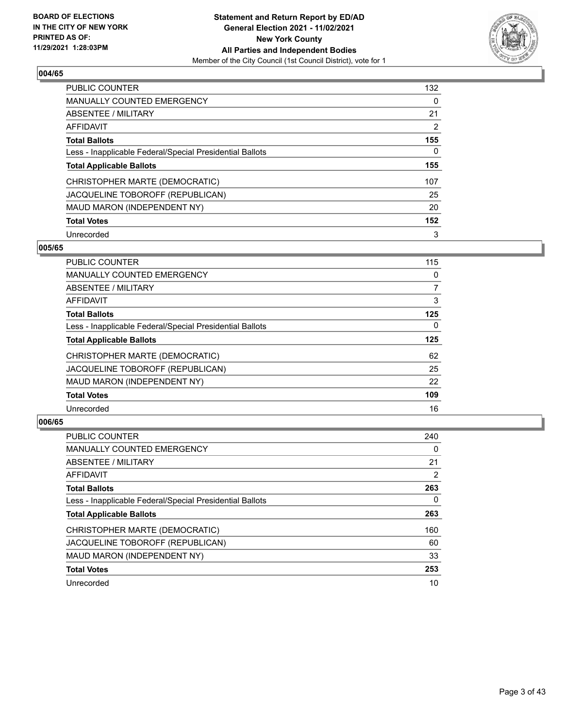## 004/65

| | |
|---|---|
| PUBLIC COUNTER | 132 |
| MANUALLY COUNTED EMERGENCY | 0 |
| ABSENTEE / MILITARY | 21 |
| AFFIDAVIT | 2 |
| **Total Ballots** | **155** |
| Less - Inapplicable Federal/Special Presidential Ballots | 0 |
| **Total Applicable Ballots** | **155** |
| CHRISTOPHER MARTE (DEMOCRATIC) | 107 |
| JACQUELINE TOBOROFF (REPUBLICAN) | 25 |
| MAUD MARON (INDEPENDENT NY) | 20 |
| **Total Votes** | **152** |
| Unrecorded | 3 |

## 005/65

| | |
|---|---|
| PUBLIC COUNTER | 115 |
| MANUALLY COUNTED EMERGENCY | 0 |
| ABSENTEE / MILITARY | 7 |
| AFFIDAVIT | 3 |
| **Total Ballots** | **125** |
| Less - Inapplicable Federal/Special Presidential Ballots | 0 |
| **Total Applicable Ballots** | **125** |
| CHRISTOPHER MARTE (DEMOCRATIC) | 62 |
| JACQUELINE TOBOROFF (REPUBLICAN) | 25 |
| MAUD MARON (INDEPENDENT NY) | 22 |
| **Total Votes** | **109** |
| Unrecorded | 16 |

## 006/65

| | |
|---|---|
| PUBLIC COUNTER | 240 |
| MANUALLY COUNTED EMERGENCY | 0 |
| ABSENTEE / MILITARY | 21 |
| AFFIDAVIT | 2 |
| **Total Ballots** | **263** |
| Less - Inapplicable Federal/Special Presidential Ballots | 0 |
| **Total Applicable Ballots** | **263** |
| CHRISTOPHER MARTE (DEMOCRATIC) | 160 |
| JACQUELINE TOBOROFF (REPUBLICAN) | 60 |
| MAUD MARON (INDEPENDENT NY) | 33 |
| **Total Votes** | **253** |
| Unrecorded | 10 |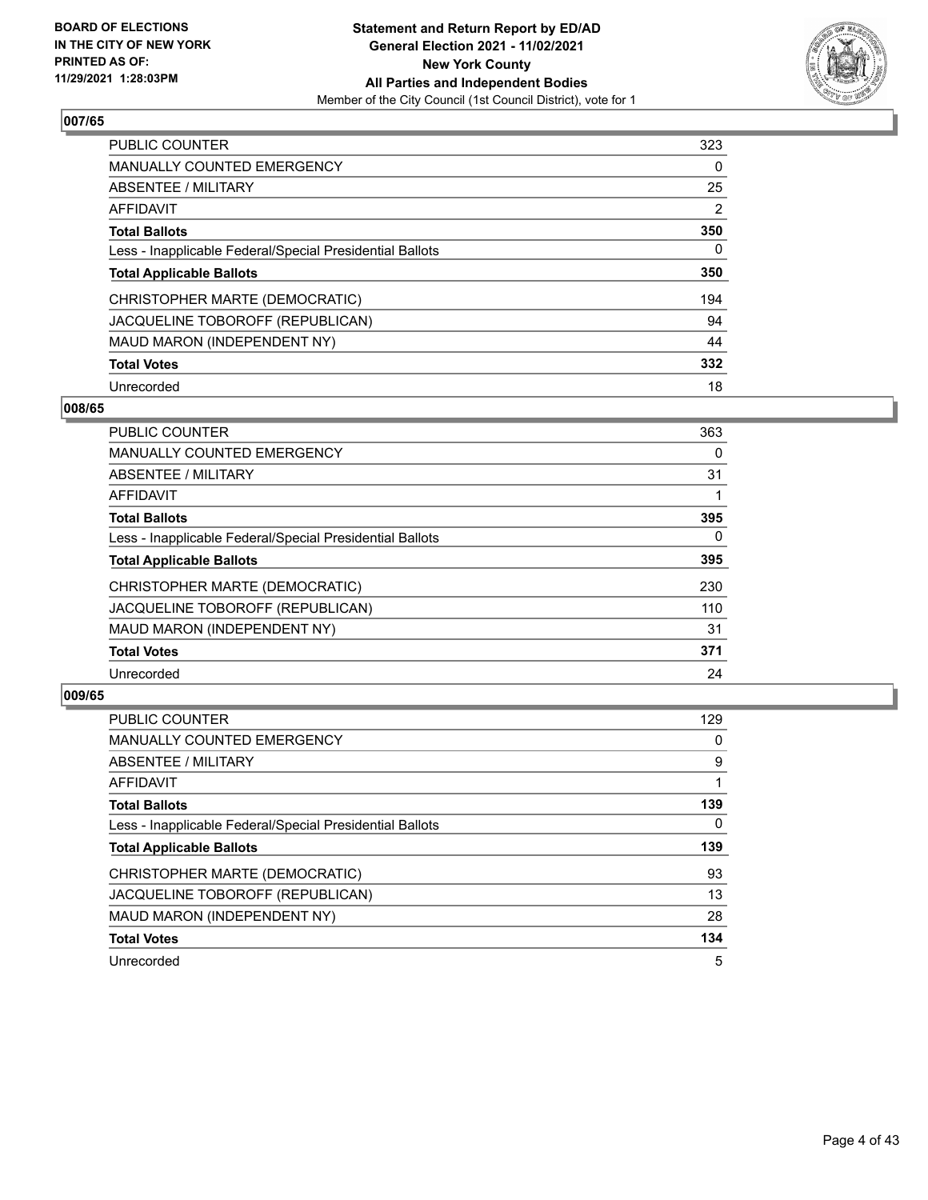## 007/65

| | |
|---|---|
| PUBLIC COUNTER | 323 |
| MANUALLY COUNTED EMERGENCY | 0 |
| ABSENTEE / MILITARY | 25 |
| AFFIDAVIT | 2 |
| **Total Ballots** | **350** |
| Less - Inapplicable Federal/Special Presidential Ballots | 0 |
| **Total Applicable Ballots** | **350** |
| CHRISTOPHER MARTE (DEMOCRATIC) | 194 |
| JACQUELINE TOBOROFF (REPUBLICAN) | 94 |
| MAUD MARON (INDEPENDENT NY) | 44 |
| **Total Votes** | **332** |
| Unrecorded | 18 |

## 008/65

| | |
|---|---|
| PUBLIC COUNTER | 363 |
| MANUALLY COUNTED EMERGENCY | 0 |
| ABSENTEE / MILITARY | 31 |
| AFFIDAVIT | 1 |
| **Total Ballots** | **395** |
| Less - Inapplicable Federal/Special Presidential Ballots | 0 |
| **Total Applicable Ballots** | **395** |
| CHRISTOPHER MARTE (DEMOCRATIC) | 230 |
| JACQUELINE TOBOROFF (REPUBLICAN) | 110 |
| MAUD MARON (INDEPENDENT NY) | 31 |
| **Total Votes** | **371** |
| Unrecorded | 24 |

## 009/65

| | |
|---|---|
| PUBLIC COUNTER | 129 |
| MANUALLY COUNTED EMERGENCY | 0 |
| ABSENTEE / MILITARY | 9 |
| AFFIDAVIT | 1 |
| **Total Ballots** | **139** |
| Less - Inapplicable Federal/Special Presidential Ballots | 0 |
| **Total Applicable Ballots** | **139** |
| CHRISTOPHER MARTE (DEMOCRATIC) | 93 |
| JACQUELINE TOBOROFF (REPUBLICAN) | 13 |
| MAUD MARON (INDEPENDENT NY) | 28 |
| **Total Votes** | **134** |
| Unrecorded | 5 |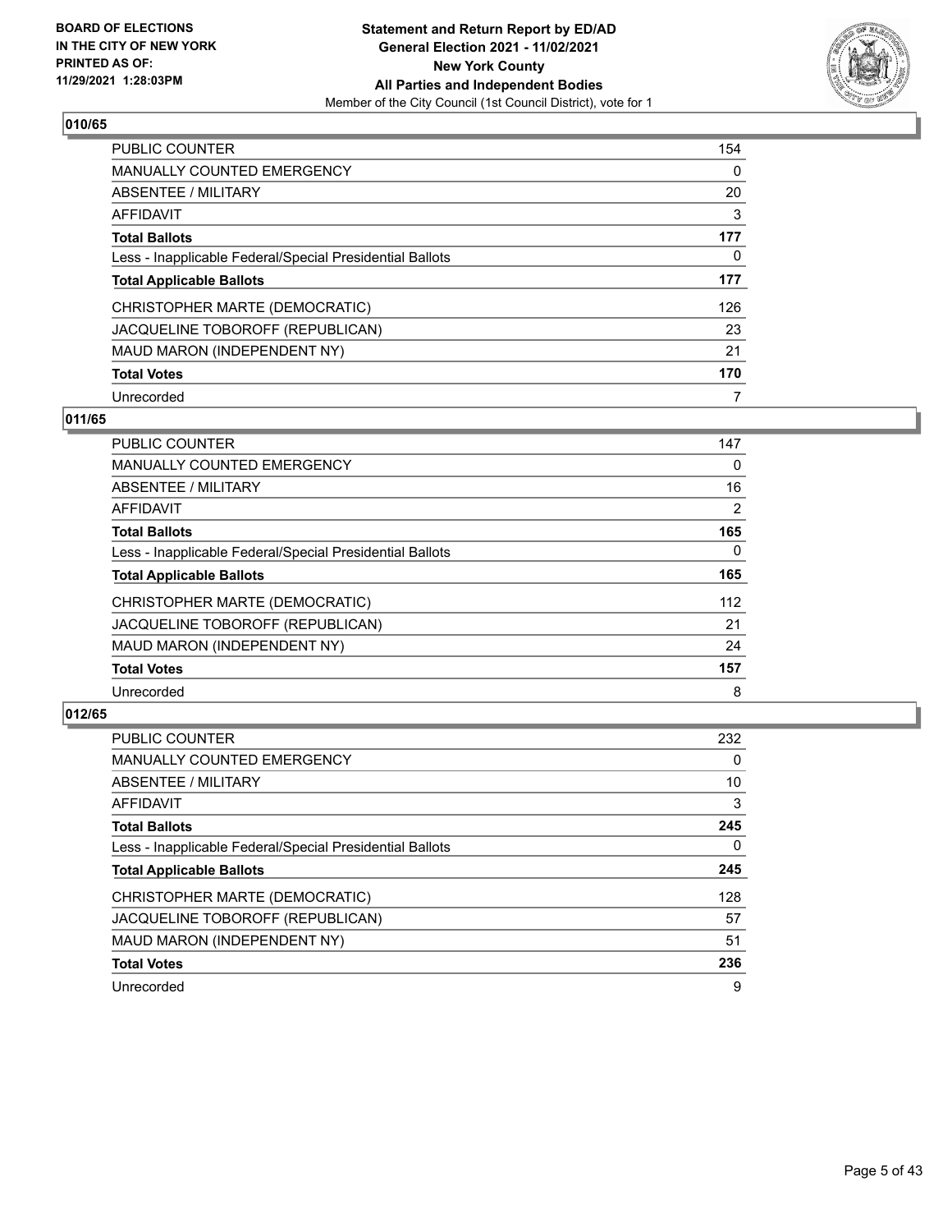## 010/65

| | |
|---|---|
| PUBLIC COUNTER | 154 |
| MANUALLY COUNTED EMERGENCY | 0 |
| ABSENTEE / MILITARY | 20 |
| AFFIDAVIT | 3 |
| **Total Ballots** | **177** |
| Less - Inapplicable Federal/Special Presidential Ballots | 0 |
| **Total Applicable Ballots** | **177** |
| CHRISTOPHER MARTE (DEMOCRATIC) | 126 |
| JACQUELINE TOBOROFF (REPUBLICAN) | 23 |
| MAUD MARON (INDEPENDENT NY) | 21 |
| **Total Votes** | **170** |
| Unrecorded | 7 |

## 011/65

| | |
|---|---|
| PUBLIC COUNTER | 147 |
| MANUALLY COUNTED EMERGENCY | 0 |
| ABSENTEE / MILITARY | 16 |
| AFFIDAVIT | 2 |
| **Total Ballots** | **165** |
| Less - Inapplicable Federal/Special Presidential Ballots | 0 |
| **Total Applicable Ballots** | **165** |
| CHRISTOPHER MARTE (DEMOCRATIC) | 112 |
| JACQUELINE TOBOROFF (REPUBLICAN) | 21 |
| MAUD MARON (INDEPENDENT NY) | 24 |
| **Total Votes** | **157** |
| Unrecorded | 8 |

## 012/65

| | |
|---|---|
| PUBLIC COUNTER | 232 |
| MANUALLY COUNTED EMERGENCY | 0 |
| ABSENTEE / MILITARY | 10 |
| AFFIDAVIT | 3 |
| **Total Ballots** | **245** |
| Less - Inapplicable Federal/Special Presidential Ballots | 0 |
| **Total Applicable Ballots** | **245** |
| CHRISTOPHER MARTE (DEMOCRATIC) | 128 |
| JACQUELINE TOBOROFF (REPUBLICAN) | 57 |
| MAUD MARON (INDEPENDENT NY) | 51 |
| **Total Votes** | **236** |
| Unrecorded | 9 |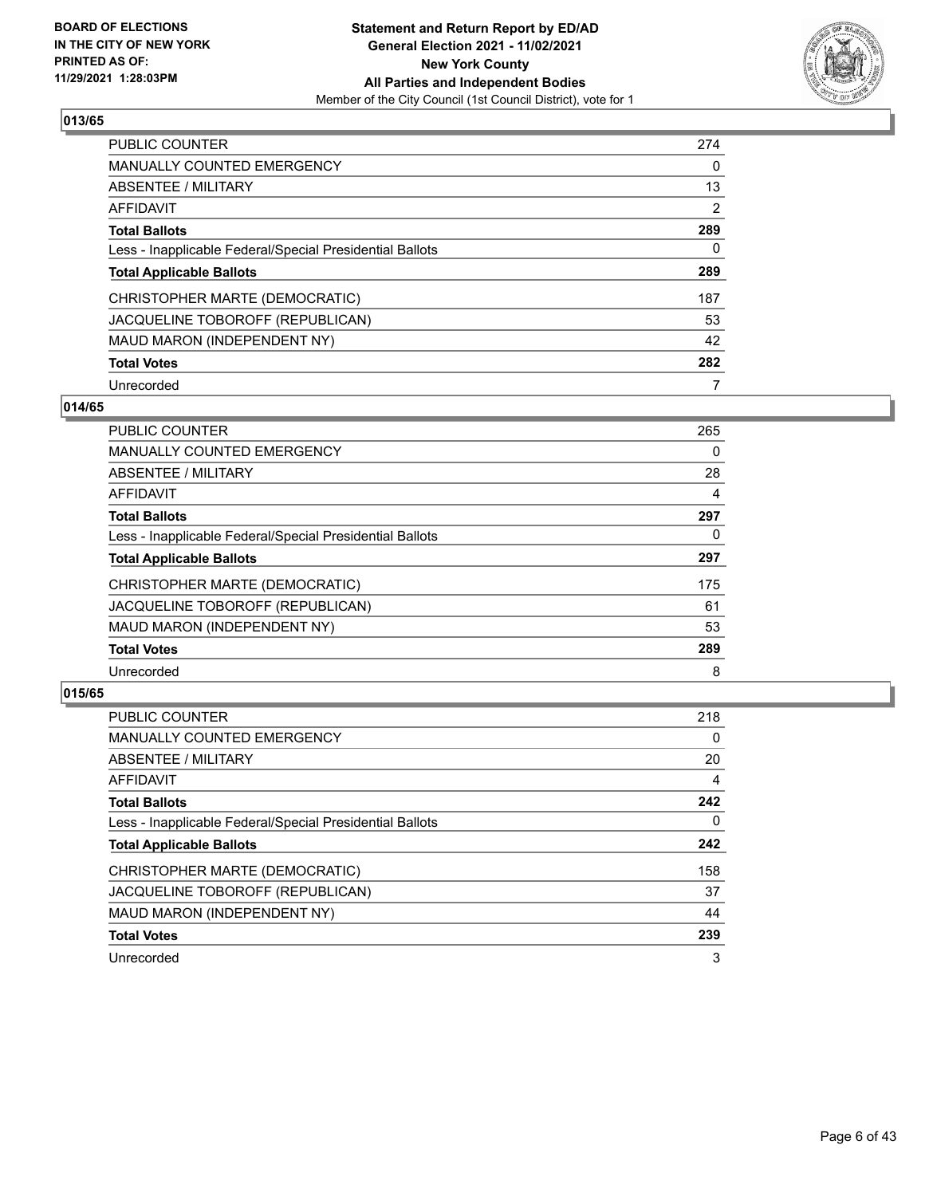## 013/65

| | |
|---|---|
| PUBLIC COUNTER | 274 |
| MANUALLY COUNTED EMERGENCY | 0 |
| ABSENTEE / MILITARY | 13 |
| AFFIDAVIT | 2 |
| **Total Ballots** | **289** |
| Less - Inapplicable Federal/Special Presidential Ballots | 0 |
| **Total Applicable Ballots** | **289** |
| CHRISTOPHER MARTE (DEMOCRATIC) | 187 |
| JACQUELINE TOBOROFF (REPUBLICAN) | 53 |
| MAUD MARON (INDEPENDENT NY) | 42 |
| **Total Votes** | **282** |
| Unrecorded | 7 |

## 014/65

| | |
|---|---|
| PUBLIC COUNTER | 265 |
| MANUALLY COUNTED EMERGENCY | 0 |
| ABSENTEE / MILITARY | 28 |
| AFFIDAVIT | 4 |
| **Total Ballots** | **297** |
| Less - Inapplicable Federal/Special Presidential Ballots | 0 |
| **Total Applicable Ballots** | **297** |
| CHRISTOPHER MARTE (DEMOCRATIC) | 175 |
| JACQUELINE TOBOROFF (REPUBLICAN) | 61 |
| MAUD MARON (INDEPENDENT NY) | 53 |
| **Total Votes** | **289** |
| Unrecorded | 8 |

## 015/65

| | |
|---|---|
| PUBLIC COUNTER | 218 |
| MANUALLY COUNTED EMERGENCY | 0 |
| ABSENTEE / MILITARY | 20 |
| AFFIDAVIT | 4 |
| **Total Ballots** | **242** |
| Less - Inapplicable Federal/Special Presidential Ballots | 0 |
| **Total Applicable Ballots** | **242** |
| CHRISTOPHER MARTE (DEMOCRATIC) | 158 |
| JACQUELINE TOBOROFF (REPUBLICAN) | 37 |
| MAUD MARON (INDEPENDENT NY) | 44 |
| **Total Votes** | **239** |
| Unrecorded | 3 |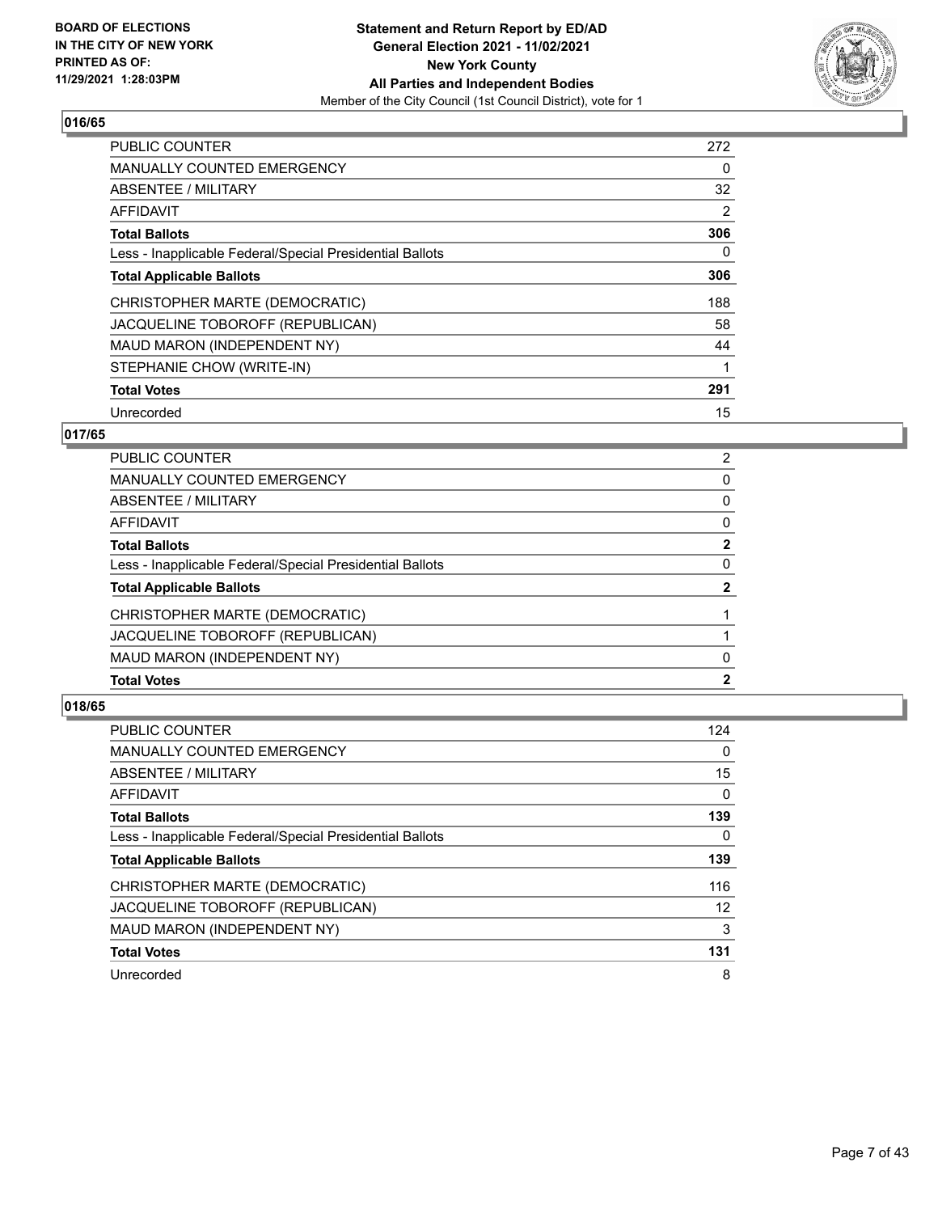## 016/65

| | |
|---|---|
| PUBLIC COUNTER | 272 |
| MANUALLY COUNTED EMERGENCY | 0 |
| ABSENTEE / MILITARY | 32 |
| AFFIDAVIT | 2 |
| **Total Ballots** | **306** |
| Less - Inapplicable Federal/Special Presidential Ballots | 0 |
| **Total Applicable Ballots** | **306** |
| CHRISTOPHER MARTE (DEMOCRATIC) | 188 |
| JACQUELINE TOBOROFF (REPUBLICAN) | 58 |
| MAUD MARON (INDEPENDENT NY) | 44 |
| STEPHANIE CHOW (WRITE-IN) | 1 |
| **Total Votes** | **291** |
| Unrecorded | 15 |

## 017/65

| | |
|---|---|
| PUBLIC COUNTER | 2 |
| MANUALLY COUNTED EMERGENCY | 0 |
| ABSENTEE / MILITARY | 0 |
| AFFIDAVIT | 0 |
| **Total Ballots** | **2** |
| Less - Inapplicable Federal/Special Presidential Ballots | 0 |
| **Total Applicable Ballots** | **2** |
| CHRISTOPHER MARTE (DEMOCRATIC) | 1 |
| JACQUELINE TOBOROFF (REPUBLICAN) | 1 |
| MAUD MARON (INDEPENDENT NY) | 0 |
| **Total Votes** | **2** |

## 018/65

| | |
|---|---|
| PUBLIC COUNTER | 124 |
| MANUALLY COUNTED EMERGENCY | 0 |
| ABSENTEE / MILITARY | 15 |
| AFFIDAVIT | 0 |
| **Total Ballots** | **139** |
| Less - Inapplicable Federal/Special Presidential Ballots | 0 |
| **Total Applicable Ballots** | **139** |
| CHRISTOPHER MARTE (DEMOCRATIC) | 116 |
| JACQUELINE TOBOROFF (REPUBLICAN) | 12 |
| MAUD MARON (INDEPENDENT NY) | 3 |
| **Total Votes** | **131** |
| Unrecorded | 8 |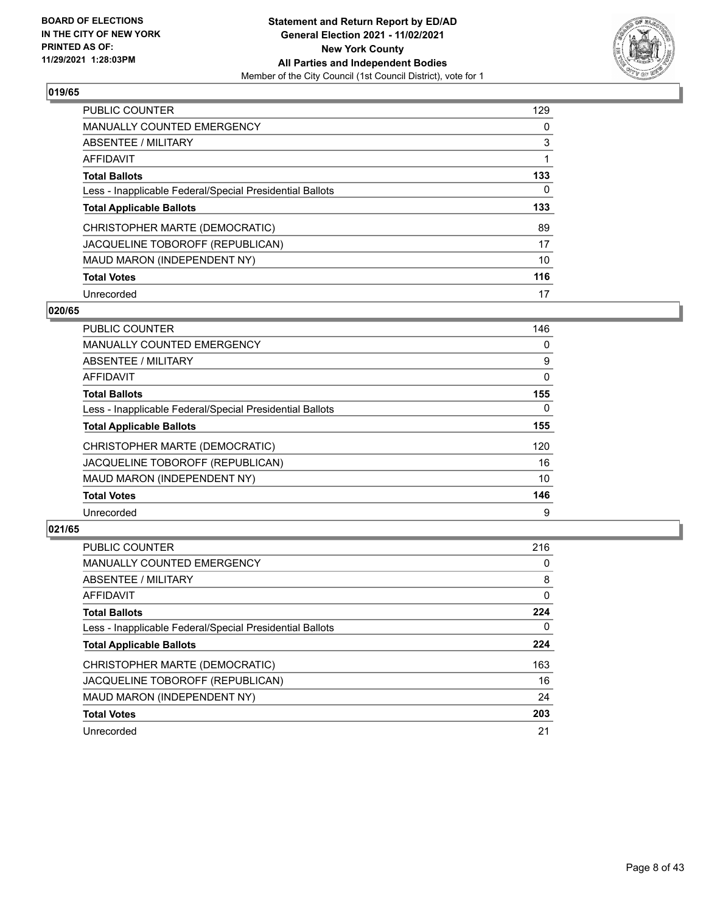## 019/65

| | |
|---|---|
| PUBLIC COUNTER | 129 |
| MANUALLY COUNTED EMERGENCY | 0 |
| ABSENTEE / MILITARY | 3 |
| AFFIDAVIT | 1 |
| **Total Ballots** | **133** |
| Less - Inapplicable Federal/Special Presidential Ballots | 0 |
| **Total Applicable Ballots** | **133** |
| CHRISTOPHER MARTE (DEMOCRATIC) | 89 |
| JACQUELINE TOBOROFF (REPUBLICAN) | 17 |
| MAUD MARON (INDEPENDENT NY) | 10 |
| **Total Votes** | **116** |
| Unrecorded | 17 |

## 020/65

| | |
|---|---|
| PUBLIC COUNTER | 146 |
| MANUALLY COUNTED EMERGENCY | 0 |
| ABSENTEE / MILITARY | 9 |
| AFFIDAVIT | 0 |
| **Total Ballots** | **155** |
| Less - Inapplicable Federal/Special Presidential Ballots | 0 |
| **Total Applicable Ballots** | **155** |
| CHRISTOPHER MARTE (DEMOCRATIC) | 120 |
| JACQUELINE TOBOROFF (REPUBLICAN) | 16 |
| MAUD MARON (INDEPENDENT NY) | 10 |
| **Total Votes** | **146** |
| Unrecorded | 9 |

## 021/65

| | |
|---|---|
| PUBLIC COUNTER | 216 |
| MANUALLY COUNTED EMERGENCY | 0 |
| ABSENTEE / MILITARY | 8 |
| AFFIDAVIT | 0 |
| **Total Ballots** | **224** |
| Less - Inapplicable Federal/Special Presidential Ballots | 0 |
| **Total Applicable Ballots** | **224** |
| CHRISTOPHER MARTE (DEMOCRATIC) | 163 |
| JACQUELINE TOBOROFF (REPUBLICAN) | 16 |
| MAUD MARON (INDEPENDENT NY) | 24 |
| **Total Votes** | **203** |
| Unrecorded | 21 |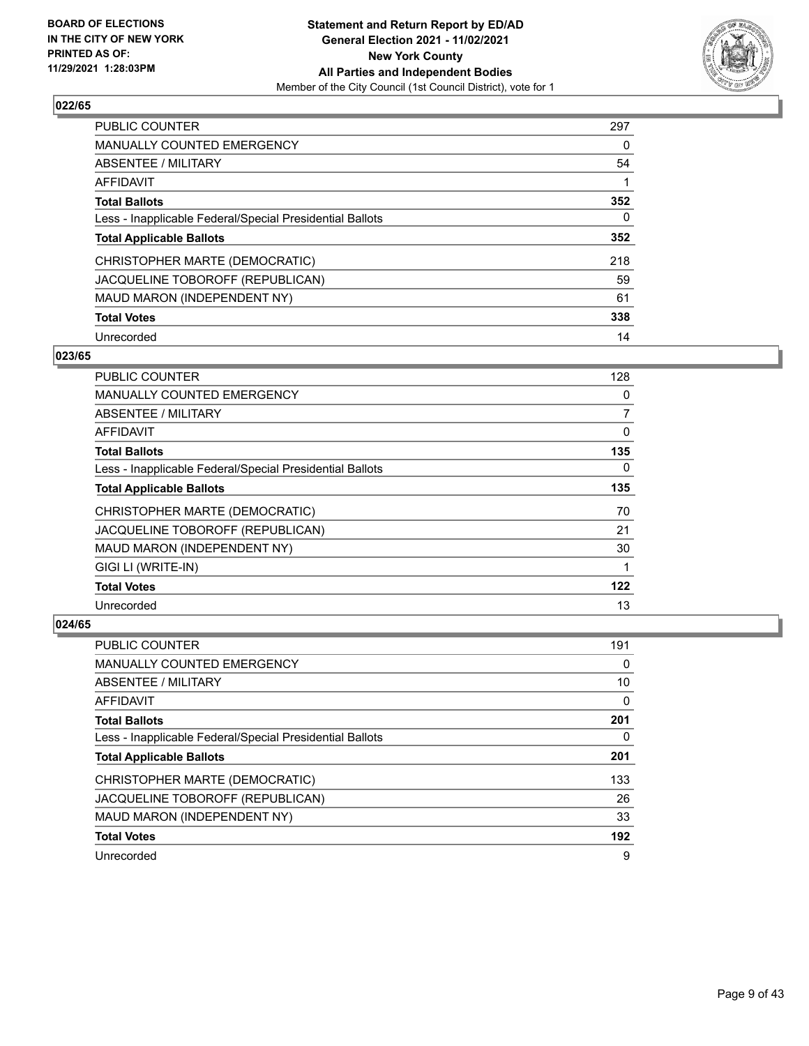## 022/65

| | |
|---|---|
| PUBLIC COUNTER | 297 |
| MANUALLY COUNTED EMERGENCY | 0 |
| ABSENTEE / MILITARY | 54 |
| AFFIDAVIT | 1 |
| **Total Ballots** | **352** |
| Less - Inapplicable Federal/Special Presidential Ballots | 0 |
| **Total Applicable Ballots** | **352** |
| CHRISTOPHER MARTE (DEMOCRATIC) | 218 |
| JACQUELINE TOBOROFF (REPUBLICAN) | 59 |
| MAUD MARON (INDEPENDENT NY) | 61 |
| **Total Votes** | **338** |
| Unrecorded | 14 |

## 023/65

| | |
|---|---|
| PUBLIC COUNTER | 128 |
| MANUALLY COUNTED EMERGENCY | 0 |
| ABSENTEE / MILITARY | 7 |
| AFFIDAVIT | 0 |
| **Total Ballots** | **135** |
| Less - Inapplicable Federal/Special Presidential Ballots | 0 |
| **Total Applicable Ballots** | **135** |
| CHRISTOPHER MARTE (DEMOCRATIC) | 70 |
| JACQUELINE TOBOROFF (REPUBLICAN) | 21 |
| MAUD MARON (INDEPENDENT NY) | 30 |
| GIGI LI (WRITE-IN) | 1 |
| **Total Votes** | **122** |
| Unrecorded | 13 |

## 024/65

| | |
|---|---|
| PUBLIC COUNTER | 191 |
| MANUALLY COUNTED EMERGENCY | 0 |
| ABSENTEE / MILITARY | 10 |
| AFFIDAVIT | 0 |
| **Total Ballots** | **201** |
| Less - Inapplicable Federal/Special Presidential Ballots | 0 |
| **Total Applicable Ballots** | **201** |
| CHRISTOPHER MARTE (DEMOCRATIC) | 133 |
| JACQUELINE TOBOROFF (REPUBLICAN) | 26 |
| MAUD MARON (INDEPENDENT NY) | 33 |
| **Total Votes** | **192** |
| Unrecorded | 9 |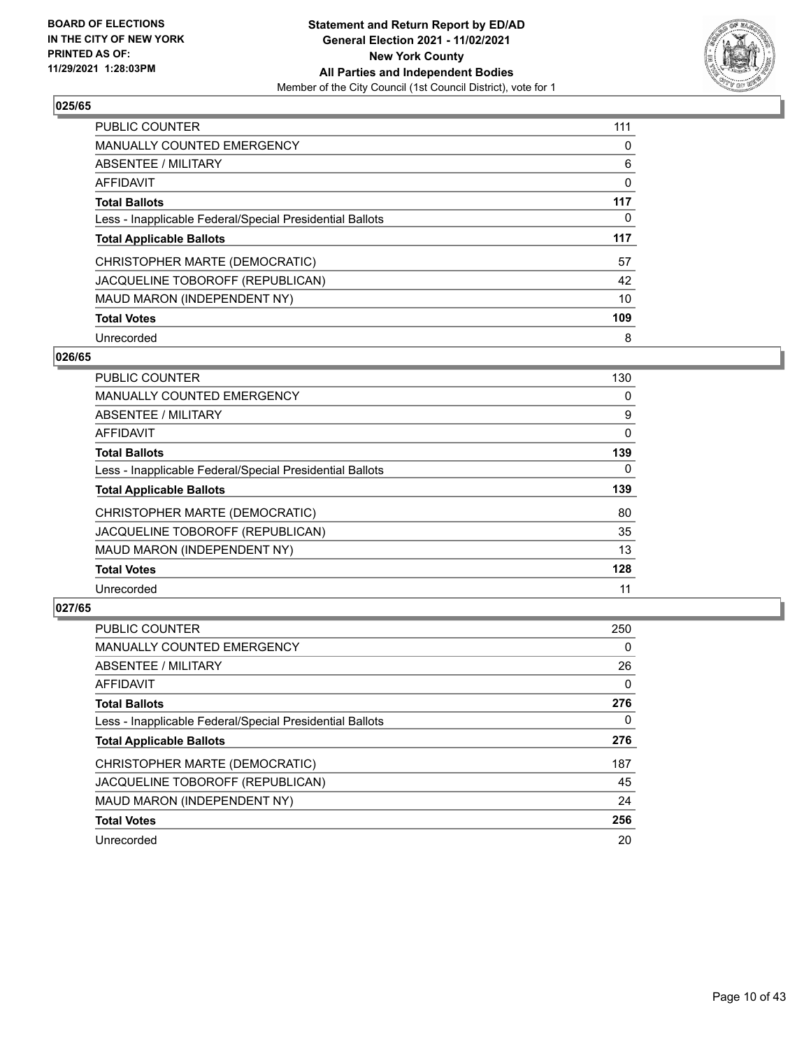**BOARD OF ELECTIONS IN THE CITY OF NEW YORK PRINTED AS OF: 11/29/2021 1:28:03PM**

**Statement and Return Report by ED/AD General Election 2021 - 11/02/2021 New York County All Parties and Independent Bodies**
Member of the City Council (1st Council District), vote for 1

### 025/65

| | |
|---|---|
| PUBLIC COUNTER | 111 |
| MANUALLY COUNTED EMERGENCY | 0 |
| ABSENTEE / MILITARY | 6 |
| AFFIDAVIT | 0 |
| **Total Ballots** | **117** |
| Less - Inapplicable Federal/Special Presidential Ballots | 0 |
| **Total Applicable Ballots** | **117** |
| CHRISTOPHER MARTE (DEMOCRATIC) | 57 |
| JACQUELINE TOBOROFF (REPUBLICAN) | 42 |
| MAUD MARON (INDEPENDENT NY) | 10 |
| **Total Votes** | **109** |
| Unrecorded | 8 |

### 026/65

| | |
|---|---|
| PUBLIC COUNTER | 130 |
| MANUALLY COUNTED EMERGENCY | 0 |
| ABSENTEE / MILITARY | 9 |
| AFFIDAVIT | 0 |
| **Total Ballots** | **139** |
| Less - Inapplicable Federal/Special Presidential Ballots | 0 |
| **Total Applicable Ballots** | **139** |
| CHRISTOPHER MARTE (DEMOCRATIC) | 80 |
| JACQUELINE TOBOROFF (REPUBLICAN) | 35 |
| MAUD MARON (INDEPENDENT NY) | 13 |
| **Total Votes** | **128** |
| Unrecorded | 11 |

### 027/65

| | |
|---|---|
| PUBLIC COUNTER | 250 |
| MANUALLY COUNTED EMERGENCY | 0 |
| ABSENTEE / MILITARY | 26 |
| AFFIDAVIT | 0 |
| **Total Ballots** | **276** |
| Less - Inapplicable Federal/Special Presidential Ballots | 0 |
| **Total Applicable Ballots** | **276** |
| CHRISTOPHER MARTE (DEMOCRATIC) | 187 |
| JACQUELINE TOBOROFF (REPUBLICAN) | 45 |
| MAUD MARON (INDEPENDENT NY) | 24 |
| **Total Votes** | **256** |
| Unrecorded | 20 |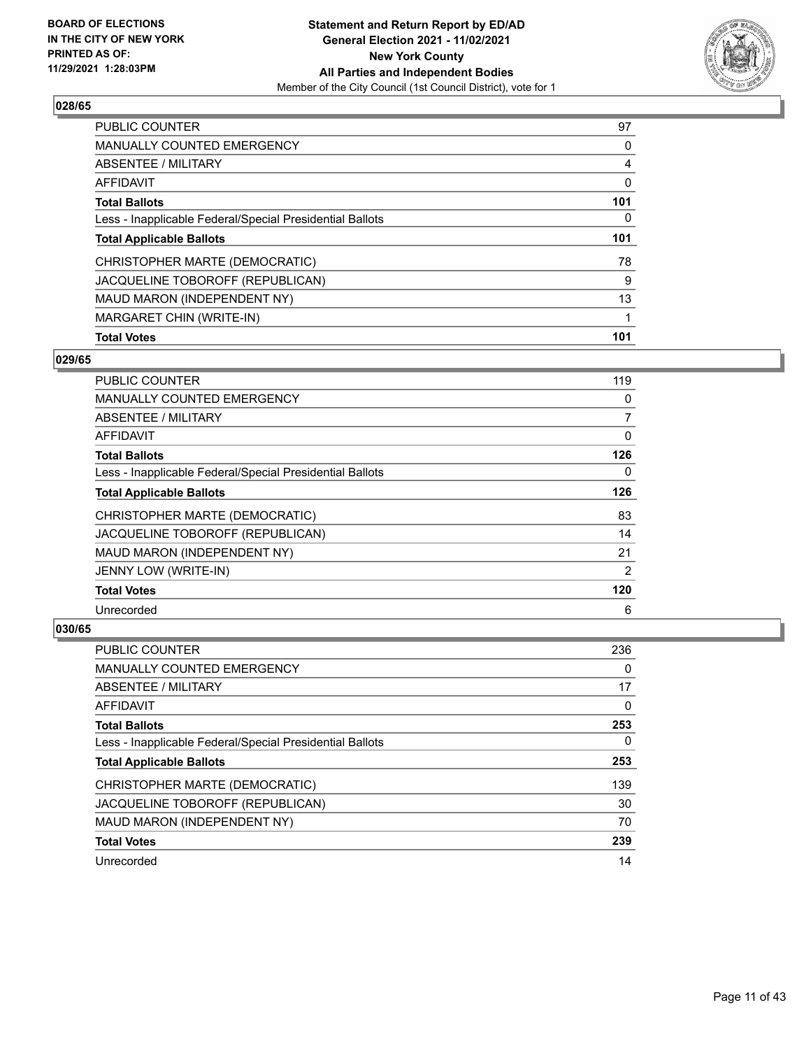**BOARD OF ELECTIONS IN THE CITY OF NEW YORK PRINTED AS OF: 11/29/2021 1:28:03PM**

**Statement and Return Report by ED/AD General Election 2021 - 11/02/2021 New York County All Parties and Independent Bodies**

Member of the City Council (1st Council District), vote for 1

### 028/65

| | |
|---|---|
| PUBLIC COUNTER | 97 |
| MANUALLY COUNTED EMERGENCY | 0 |
| ABSENTEE / MILITARY | 4 |
| AFFIDAVIT | 0 |
| **Total Ballots** | **101** |
| Less - Inapplicable Federal/Special Presidential Ballots | 0 |
| **Total Applicable Ballots** | **101** |
| CHRISTOPHER MARTE (DEMOCRATIC) | 78 |
| JACQUELINE TOBOROFF (REPUBLICAN) | 9 |
| MAUD MARON (INDEPENDENT NY) | 13 |
| MARGARET CHIN (WRITE-IN) | 1 |
| **Total Votes** | **101** |

### 029/65

| | |
|---|---|
| PUBLIC COUNTER | 119 |
| MANUALLY COUNTED EMERGENCY | 0 |
| ABSENTEE / MILITARY | 7 |
| AFFIDAVIT | 0 |
| **Total Ballots** | **126** |
| Less - Inapplicable Federal/Special Presidential Ballots | 0 |
| **Total Applicable Ballots** | **126** |
| CHRISTOPHER MARTE (DEMOCRATIC) | 83 |
| JACQUELINE TOBOROFF (REPUBLICAN) | 14 |
| MAUD MARON (INDEPENDENT NY) | 21 |
| JENNY LOW (WRITE-IN) | 2 |
| **Total Votes** | **120** |
| Unrecorded | 6 |

### 030/65

| | |
|---|---|
| PUBLIC COUNTER | 236 |
| MANUALLY COUNTED EMERGENCY | 0 |
| ABSENTEE / MILITARY | 17 |
| AFFIDAVIT | 0 |
| **Total Ballots** | **253** |
| Less - Inapplicable Federal/Special Presidential Ballots | 0 |
| **Total Applicable Ballots** | **253** |
| CHRISTOPHER MARTE (DEMOCRATIC) | 139 |
| JACQUELINE TOBOROFF (REPUBLICAN) | 30 |
| MAUD MARON (INDEPENDENT NY) | 70 |
| **Total Votes** | **239** |
| Unrecorded | 14 |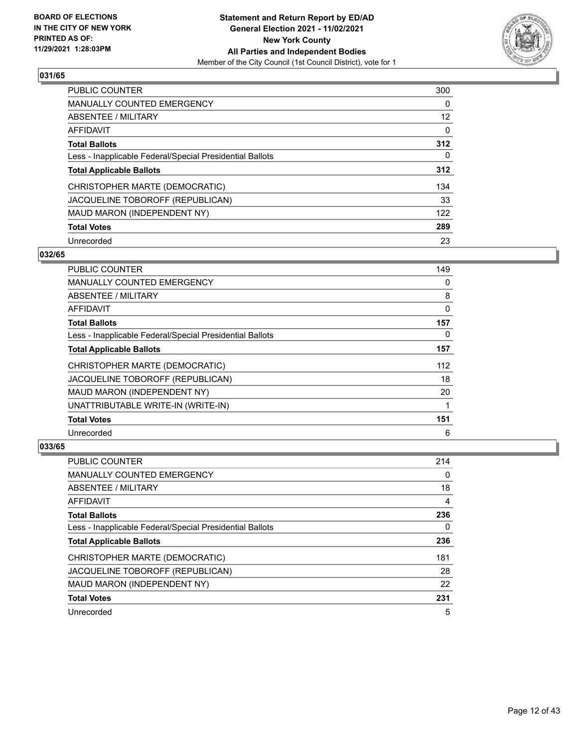BOARD OF ELECTIONS
IN THE CITY OF NEW YORK
PRINTED AS OF:
11/29/2021 1:28:03PM

**Statement and Return Report by ED/AD**
**General Election 2021 - 11/02/2021**
**New York County**
**All Parties and Independent Bodies**
Member of the City Council (1st Council District), vote for 1

## 031/65

| | |
|---|---|
| PUBLIC COUNTER | 300 |
| MANUALLY COUNTED EMERGENCY | 0 |
| ABSENTEE / MILITARY | 12 |
| AFFIDAVIT | 0 |
| **Total Ballots** | **312** |
| Less - Inapplicable Federal/Special Presidential Ballots | 0 |
| **Total Applicable Ballots** | **312** |
| CHRISTOPHER MARTE (DEMOCRATIC) | 134 |
| JACQUELINE TOBOROFF (REPUBLICAN) | 33 |
| MAUD MARON (INDEPENDENT NY) | 122 |
| **Total Votes** | **289** |
| Unrecorded | 23 |

## 032/65

| | |
|---|---|
| PUBLIC COUNTER | 149 |
| MANUALLY COUNTED EMERGENCY | 0 |
| ABSENTEE / MILITARY | 8 |
| AFFIDAVIT | 0 |
| **Total Ballots** | **157** |
| Less - Inapplicable Federal/Special Presidential Ballots | 0 |
| **Total Applicable Ballots** | **157** |
| CHRISTOPHER MARTE (DEMOCRATIC) | 112 |
| JACQUELINE TOBOROFF (REPUBLICAN) | 18 |
| MAUD MARON (INDEPENDENT NY) | 20 |
| UNATTRIBUTABLE WRITE-IN (WRITE-IN) | 1 |
| **Total Votes** | **151** |
| Unrecorded | 6 |

## 033/65

| | |
|---|---|
| PUBLIC COUNTER | 214 |
| MANUALLY COUNTED EMERGENCY | 0 |
| ABSENTEE / MILITARY | 18 |
| AFFIDAVIT | 4 |
| **Total Ballots** | **236** |
| Less - Inapplicable Federal/Special Presidential Ballots | 0 |
| **Total Applicable Ballots** | **236** |
| CHRISTOPHER MARTE (DEMOCRATIC) | 181 |
| JACQUELINE TOBOROFF (REPUBLICAN) | 28 |
| MAUD MARON (INDEPENDENT NY) | 22 |
| **Total Votes** | **231** |
| Unrecorded | 5 |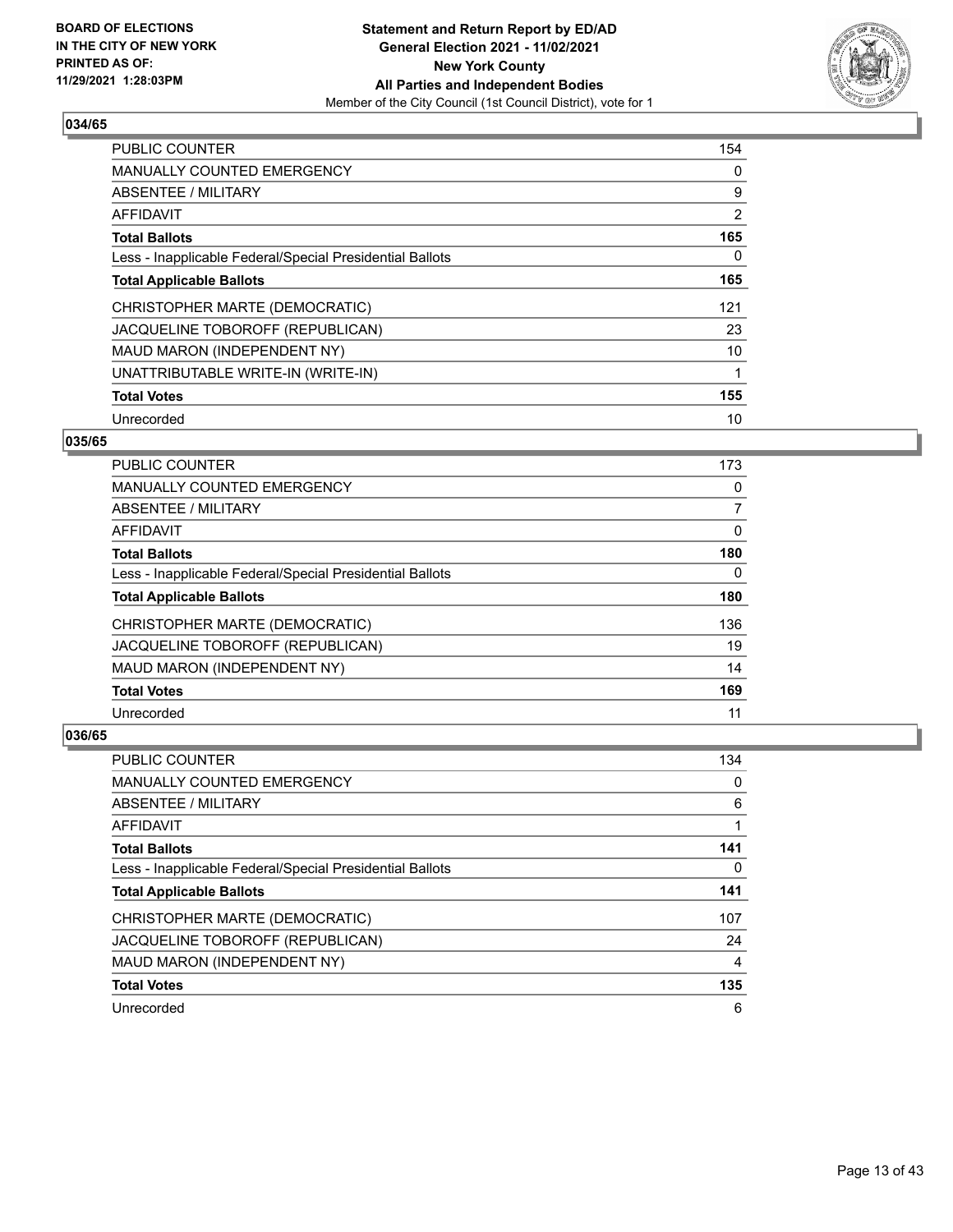**BOARD OF ELECTIONS IN THE CITY OF NEW YORK PRINTED AS OF: 11/29/2021 1:28:03PM**

**Statement and Return Report by ED/AD**
**General Election 2021 - 11/02/2021**
**New York County**
**All Parties and Independent Bodies**
Member of the City Council (1st Council District), vote for 1

## 034/65

| | |
|---|---|
| PUBLIC COUNTER | 154 |
| MANUALLY COUNTED EMERGENCY | 0 |
| ABSENTEE / MILITARY | 9 |
| AFFIDAVIT | 2 |
| **Total Ballots** | **165** |
| Less - Inapplicable Federal/Special Presidential Ballots | 0 |
| **Total Applicable Ballots** | **165** |
| CHRISTOPHER MARTE (DEMOCRATIC) | 121 |
| JACQUELINE TOBOROFF (REPUBLICAN) | 23 |
| MAUD MARON (INDEPENDENT NY) | 10 |
| UNATTRIBUTABLE WRITE-IN (WRITE-IN) | 1 |
| **Total Votes** | **155** |
| Unrecorded | 10 |

## 035/65

| | |
|---|---|
| PUBLIC COUNTER | 173 |
| MANUALLY COUNTED EMERGENCY | 0 |
| ABSENTEE / MILITARY | 7 |
| AFFIDAVIT | 0 |
| **Total Ballots** | **180** |
| Less - Inapplicable Federal/Special Presidential Ballots | 0 |
| **Total Applicable Ballots** | **180** |
| CHRISTOPHER MARTE (DEMOCRATIC) | 136 |
| JACQUELINE TOBOROFF (REPUBLICAN) | 19 |
| MAUD MARON (INDEPENDENT NY) | 14 |
| **Total Votes** | **169** |
| Unrecorded | 11 |

## 036/65

| | |
|---|---|
| PUBLIC COUNTER | 134 |
| MANUALLY COUNTED EMERGENCY | 0 |
| ABSENTEE / MILITARY | 6 |
| AFFIDAVIT | 1 |
| **Total Ballots** | **141** |
| Less - Inapplicable Federal/Special Presidential Ballots | 0 |
| **Total Applicable Ballots** | **141** |
| CHRISTOPHER MARTE (DEMOCRATIC) | 107 |
| JACQUELINE TOBOROFF (REPUBLICAN) | 24 |
| MAUD MARON (INDEPENDENT NY) | 4 |
| **Total Votes** | **135** |
| Unrecorded | 6 |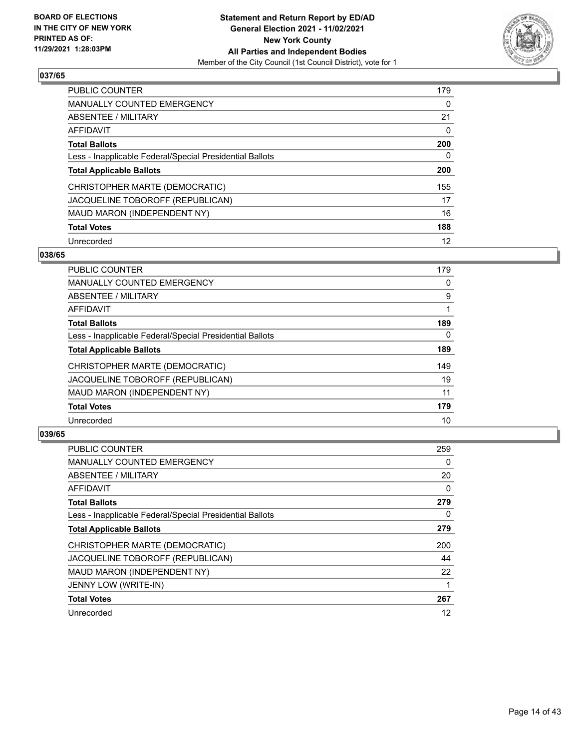## 037/65

| | |
|---|---|
| PUBLIC COUNTER | 179 |
| MANUALLY COUNTED EMERGENCY | 0 |
| ABSENTEE / MILITARY | 21 |
| AFFIDAVIT | 0 |
| **Total Ballots** | **200** |
| Less - Inapplicable Federal/Special Presidential Ballots | 0 |
| **Total Applicable Ballots** | **200** |
| CHRISTOPHER MARTE (DEMOCRATIC) | 155 |
| JACQUELINE TOBOROFF (REPUBLICAN) | 17 |
| MAUD MARON (INDEPENDENT NY) | 16 |
| **Total Votes** | **188** |
| Unrecorded | 12 |

## 038/65

| | |
|---|---|
| PUBLIC COUNTER | 179 |
| MANUALLY COUNTED EMERGENCY | 0 |
| ABSENTEE / MILITARY | 9 |
| AFFIDAVIT | 1 |
| **Total Ballots** | **189** |
| Less - Inapplicable Federal/Special Presidential Ballots | 0 |
| **Total Applicable Ballots** | **189** |
| CHRISTOPHER MARTE (DEMOCRATIC) | 149 |
| JACQUELINE TOBOROFF (REPUBLICAN) | 19 |
| MAUD MARON (INDEPENDENT NY) | 11 |
| **Total Votes** | **179** |
| Unrecorded | 10 |

## 039/65

| | |
|---|---|
| PUBLIC COUNTER | 259 |
| MANUALLY COUNTED EMERGENCY | 0 |
| ABSENTEE / MILITARY | 20 |
| AFFIDAVIT | 0 |
| **Total Ballots** | **279** |
| Less - Inapplicable Federal/Special Presidential Ballots | 0 |
| **Total Applicable Ballots** | **279** |
| CHRISTOPHER MARTE (DEMOCRATIC) | 200 |
| JACQUELINE TOBOROFF (REPUBLICAN) | 44 |
| MAUD MARON (INDEPENDENT NY) | 22 |
| JENNY LOW (WRITE-IN) | 1 |
| **Total Votes** | **267** |
| Unrecorded | 12 |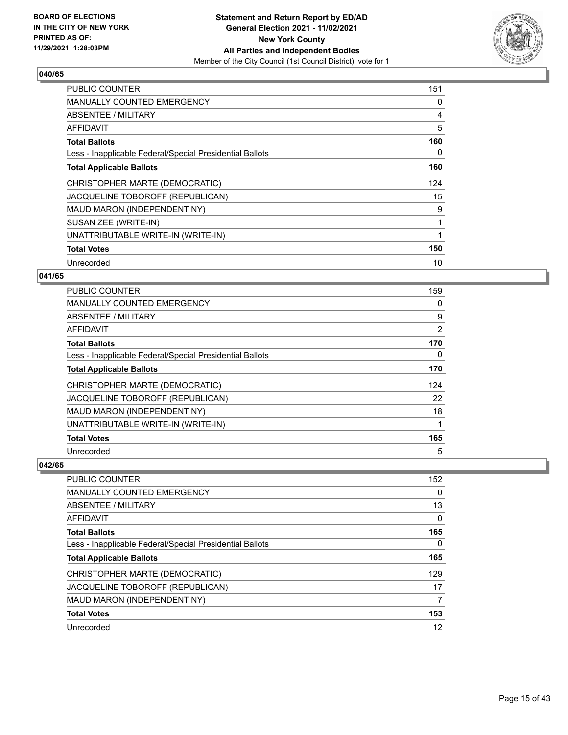**BOARD OF ELECTIONS IN THE CITY OF NEW YORK PRINTED AS OF: 11/29/2021 1:28:03PM**

**Statement and Return Report by ED/AD**
**General Election 2021 - 11/02/2021**
**New York County**
**All Parties and Independent Bodies**
Member of the City Council (1st Council District), vote for 1

### 040/65

| | |
|---|---|
| PUBLIC COUNTER | 151 |
| MANUALLY COUNTED EMERGENCY | 0 |
| ABSENTEE / MILITARY | 4 |
| AFFIDAVIT | 5 |
| **Total Ballots** | **160** |
| Less - Inapplicable Federal/Special Presidential Ballots | 0 |
| **Total Applicable Ballots** | **160** |
| CHRISTOPHER MARTE (DEMOCRATIC) | 124 |
| JACQUELINE TOBOROFF (REPUBLICAN) | 15 |
| MAUD MARON (INDEPENDENT NY) | 9 |
| SUSAN ZEE (WRITE-IN) | 1 |
| UNATTRIBUTABLE WRITE-IN (WRITE-IN) | 1 |
| **Total Votes** | **150** |
| Unrecorded | 10 |

### 041/65

| | |
|---|---|
| PUBLIC COUNTER | 159 |
| MANUALLY COUNTED EMERGENCY | 0 |
| ABSENTEE / MILITARY | 9 |
| AFFIDAVIT | 2 |
| **Total Ballots** | **170** |
| Less - Inapplicable Federal/Special Presidential Ballots | 0 |
| **Total Applicable Ballots** | **170** |
| CHRISTOPHER MARTE (DEMOCRATIC) | 124 |
| JACQUELINE TOBOROFF (REPUBLICAN) | 22 |
| MAUD MARON (INDEPENDENT NY) | 18 |
| UNATTRIBUTABLE WRITE-IN (WRITE-IN) | 1 |
| **Total Votes** | **165** |
| Unrecorded | 5 |

### 042/65

| | |
|---|---|
| PUBLIC COUNTER | 152 |
| MANUALLY COUNTED EMERGENCY | 0 |
| ABSENTEE / MILITARY | 13 |
| AFFIDAVIT | 0 |
| **Total Ballots** | **165** |
| Less - Inapplicable Federal/Special Presidential Ballots | 0 |
| **Total Applicable Ballots** | **165** |
| CHRISTOPHER MARTE (DEMOCRATIC) | 129 |
| JACQUELINE TOBOROFF (REPUBLICAN) | 17 |
| MAUD MARON (INDEPENDENT NY) | 7 |
| **Total Votes** | **153** |
| Unrecorded | 12 |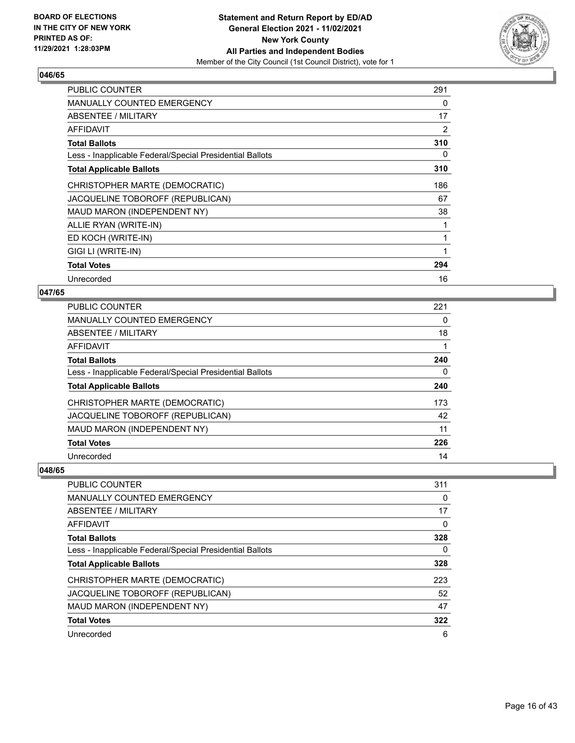**BOARD OF ELECTIONS IN THE CITY OF NEW YORK PRINTED AS OF: 11/29/2021 1:28:03PM**

**Statement and Return Report by ED/AD General Election 2021 - 11/02/2021 New York County All Parties and Independent Bodies**
Member of the City Council (1st Council District), vote for 1

## 046/65

| | |
|---|---|
| PUBLIC COUNTER | 291 |
| MANUALLY COUNTED EMERGENCY | 0 |
| ABSENTEE / MILITARY | 17 |
| AFFIDAVIT | 2 |
| **Total Ballots** | **310** |
| Less - Inapplicable Federal/Special Presidential Ballots | 0 |
| **Total Applicable Ballots** | **310** |
| CHRISTOPHER MARTE (DEMOCRATIC) | 186 |
| JACQUELINE TOBOROFF (REPUBLICAN) | 67 |
| MAUD MARON (INDEPENDENT NY) | 38 |
| ALLIE RYAN (WRITE-IN) | 1 |
| ED KOCH (WRITE-IN) | 1 |
| GIGI LI (WRITE-IN) | 1 |
| **Total Votes** | **294** |
| Unrecorded | 16 |

## 047/65

| | |
|---|---|
| PUBLIC COUNTER | 221 |
| MANUALLY COUNTED EMERGENCY | 0 |
| ABSENTEE / MILITARY | 18 |
| AFFIDAVIT | 1 |
| **Total Ballots** | **240** |
| Less - Inapplicable Federal/Special Presidential Ballots | 0 |
| **Total Applicable Ballots** | **240** |
| CHRISTOPHER MARTE (DEMOCRATIC) | 173 |
| JACQUELINE TOBOROFF (REPUBLICAN) | 42 |
| MAUD MARON (INDEPENDENT NY) | 11 |
| **Total Votes** | **226** |
| Unrecorded | 14 |

## 048/65

| | |
|---|---|
| PUBLIC COUNTER | 311 |
| MANUALLY COUNTED EMERGENCY | 0 |
| ABSENTEE / MILITARY | 17 |
| AFFIDAVIT | 0 |
| **Total Ballots** | **328** |
| Less - Inapplicable Federal/Special Presidential Ballots | 0 |
| **Total Applicable Ballots** | **328** |
| CHRISTOPHER MARTE (DEMOCRATIC) | 223 |
| JACQUELINE TOBOROFF (REPUBLICAN) | 52 |
| MAUD MARON (INDEPENDENT NY) | 47 |
| **Total Votes** | **322** |
| Unrecorded | 6 |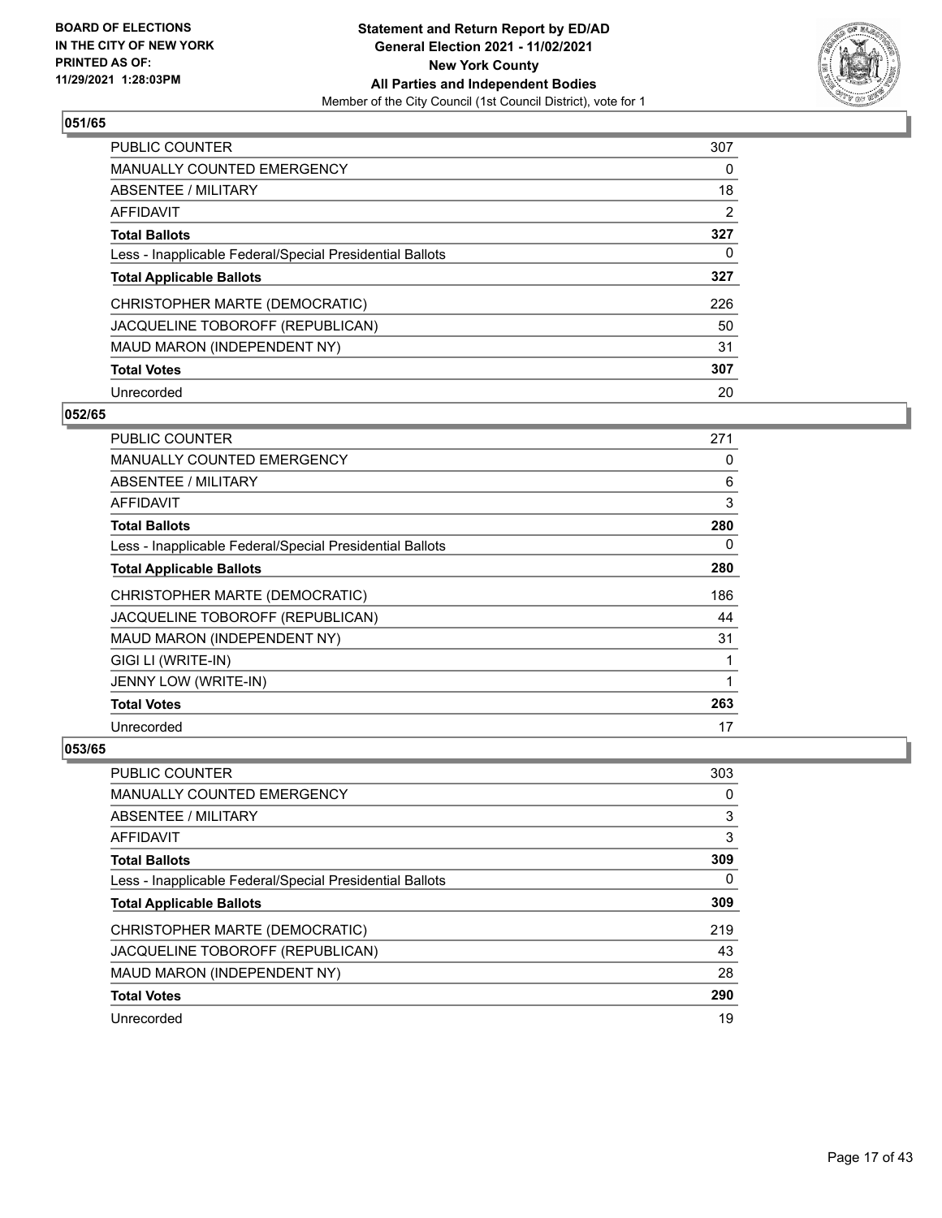**Statement and Return Report by ED/AD**
**General Election 2021 - 11/02/2021**
**New York County**
**All Parties and Independent Bodies**
Member of the City Council (1st Council District), vote for 1

BOARD OF ELECTIONS IN THE CITY OF NEW YORK
PRINTED AS OF: 11/29/2021 1:28:03PM

## 051/65

| | |
|---|---|
| PUBLIC COUNTER | 307 |
| MANUALLY COUNTED EMERGENCY | 0 |
| ABSENTEE / MILITARY | 18 |
| AFFIDAVIT | 2 |
| **Total Ballots** | **327** |
| Less - Inapplicable Federal/Special Presidential Ballots | 0 |
| **Total Applicable Ballots** | **327** |
| CHRISTOPHER MARTE (DEMOCRATIC) | 226 |
| JACQUELINE TOBOROFF (REPUBLICAN) | 50 |
| MAUD MARON (INDEPENDENT NY) | 31 |
| **Total Votes** | **307** |
| Unrecorded | 20 |

## 052/65

| | |
|---|---|
| PUBLIC COUNTER | 271 |
| MANUALLY COUNTED EMERGENCY | 0 |
| ABSENTEE / MILITARY | 6 |
| AFFIDAVIT | 3 |
| **Total Ballots** | **280** |
| Less - Inapplicable Federal/Special Presidential Ballots | 0 |
| **Total Applicable Ballots** | **280** |
| CHRISTOPHER MARTE (DEMOCRATIC) | 186 |
| JACQUELINE TOBOROFF (REPUBLICAN) | 44 |
| MAUD MARON (INDEPENDENT NY) | 31 |
| GIGI LI (WRITE-IN) | 1 |
| JENNY LOW (WRITE-IN) | 1 |
| **Total Votes** | **263** |
| Unrecorded | 17 |

## 053/65

| | |
|---|---|
| PUBLIC COUNTER | 303 |
| MANUALLY COUNTED EMERGENCY | 0 |
| ABSENTEE / MILITARY | 3 |
| AFFIDAVIT | 3 |
| **Total Ballots** | **309** |
| Less - Inapplicable Federal/Special Presidential Ballots | 0 |
| **Total Applicable Ballots** | **309** |
| CHRISTOPHER MARTE (DEMOCRATIC) | 219 |
| JACQUELINE TOBOROFF (REPUBLICAN) | 43 |
| MAUD MARON (INDEPENDENT NY) | 28 |
| **Total Votes** | **290** |
| Unrecorded | 19 |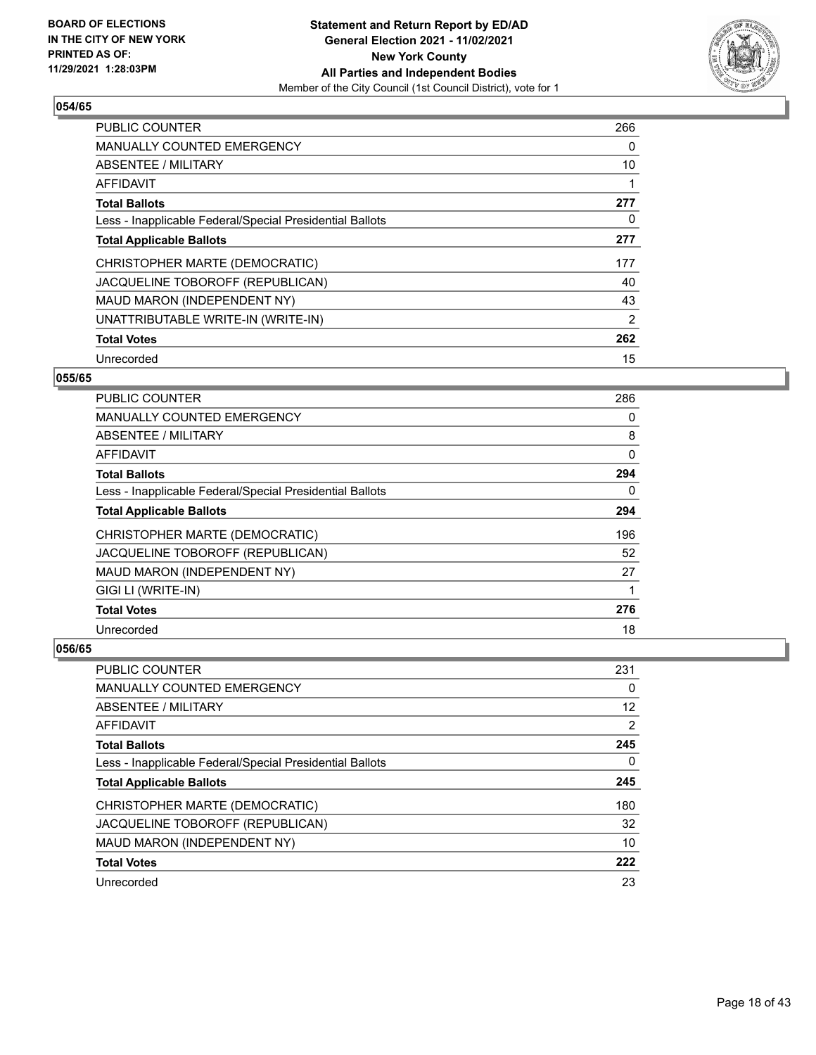**BOARD OF ELECTIONS IN THE CITY OF NEW YORK PRINTED AS OF: 11/29/2021 1:28:03PM**

**Statement and Return Report by ED/AD**
**General Election 2021 - 11/02/2021**
**New York County**
**All Parties and Independent Bodies**
Member of the City Council (1st Council District), vote for 1

### 054/65

| | |
|---|---|
| PUBLIC COUNTER | 266 |
| MANUALLY COUNTED EMERGENCY | 0 |
| ABSENTEE / MILITARY | 10 |
| AFFIDAVIT | 1 |
| **Total Ballots** | **277** |
| Less - Inapplicable Federal/Special Presidential Ballots | 0 |
| **Total Applicable Ballots** | **277** |
| CHRISTOPHER MARTE (DEMOCRATIC) | 177 |
| JACQUELINE TOBOROFF (REPUBLICAN) | 40 |
| MAUD MARON (INDEPENDENT NY) | 43 |
| UNATTRIBUTABLE WRITE-IN (WRITE-IN) | 2 |
| **Total Votes** | **262** |
| Unrecorded | 15 |

### 055/65

| | |
|---|---|
| PUBLIC COUNTER | 286 |
| MANUALLY COUNTED EMERGENCY | 0 |
| ABSENTEE / MILITARY | 8 |
| AFFIDAVIT | 0 |
| **Total Ballots** | **294** |
| Less - Inapplicable Federal/Special Presidential Ballots | 0 |
| **Total Applicable Ballots** | **294** |
| CHRISTOPHER MARTE (DEMOCRATIC) | 196 |
| JACQUELINE TOBOROFF (REPUBLICAN) | 52 |
| MAUD MARON (INDEPENDENT NY) | 27 |
| GIGI LI (WRITE-IN) | 1 |
| **Total Votes** | **276** |
| Unrecorded | 18 |

### 056/65

| | |
|---|---|
| PUBLIC COUNTER | 231 |
| MANUALLY COUNTED EMERGENCY | 0 |
| ABSENTEE / MILITARY | 12 |
| AFFIDAVIT | 2 |
| **Total Ballots** | **245** |
| Less - Inapplicable Federal/Special Presidential Ballots | 0 |
| **Total Applicable Ballots** | **245** |
| CHRISTOPHER MARTE (DEMOCRATIC) | 180 |
| JACQUELINE TOBOROFF (REPUBLICAN) | 32 |
| MAUD MARON (INDEPENDENT NY) | 10 |
| **Total Votes** | **222** |
| Unrecorded | 23 |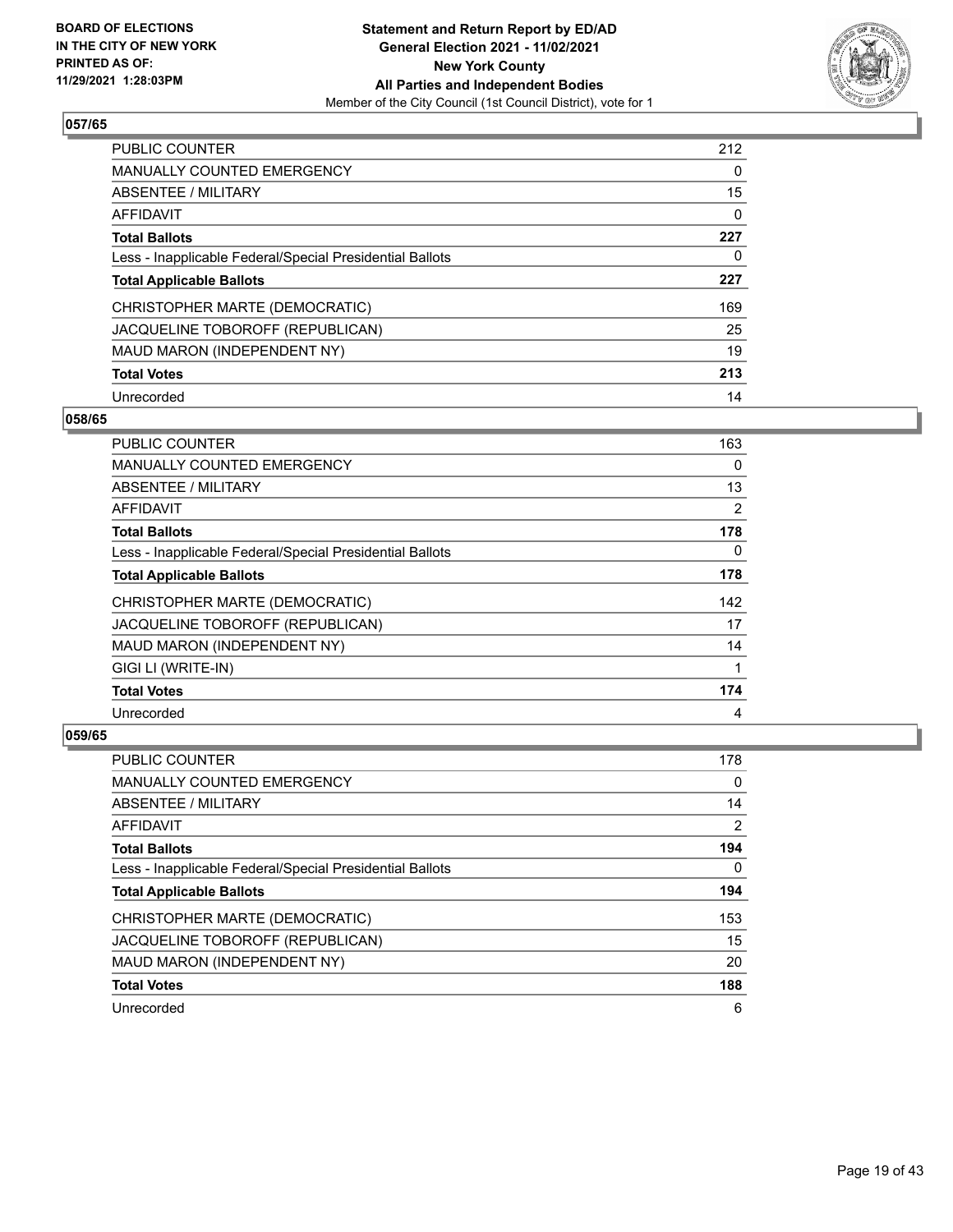**BOARD OF ELECTIONS IN THE CITY OF NEW YORK PRINTED AS OF: 11/29/2021 1:28:03PM**

**Statement and Return Report by ED/AD**
**General Election 2021 - 11/02/2021**
**New York County**
**All Parties and Independent Bodies**
Member of the City Council (1st Council District), vote for 1

## 057/65

| | |
|---|---|
| PUBLIC COUNTER | 212 |
| MANUALLY COUNTED EMERGENCY | 0 |
| ABSENTEE / MILITARY | 15 |
| AFFIDAVIT | 0 |
| **Total Ballots** | **227** |
| Less - Inapplicable Federal/Special Presidential Ballots | 0 |
| **Total Applicable Ballots** | **227** |
| CHRISTOPHER MARTE (DEMOCRATIC) | 169 |
| JACQUELINE TOBOROFF (REPUBLICAN) | 25 |
| MAUD MARON (INDEPENDENT NY) | 19 |
| **Total Votes** | **213** |
| Unrecorded | 14 |

## 058/65

| | |
|---|---|
| PUBLIC COUNTER | 163 |
| MANUALLY COUNTED EMERGENCY | 0 |
| ABSENTEE / MILITARY | 13 |
| AFFIDAVIT | 2 |
| **Total Ballots** | **178** |
| Less - Inapplicable Federal/Special Presidential Ballots | 0 |
| **Total Applicable Ballots** | **178** |
| CHRISTOPHER MARTE (DEMOCRATIC) | 142 |
| JACQUELINE TOBOROFF (REPUBLICAN) | 17 |
| MAUD MARON (INDEPENDENT NY) | 14 |
| GIGI LI (WRITE-IN) | 1 |
| **Total Votes** | **174** |
| Unrecorded | 4 |

## 059/65

| | |
|---|---|
| PUBLIC COUNTER | 178 |
| MANUALLY COUNTED EMERGENCY | 0 |
| ABSENTEE / MILITARY | 14 |
| AFFIDAVIT | 2 |
| **Total Ballots** | **194** |
| Less - Inapplicable Federal/Special Presidential Ballots | 0 |
| **Total Applicable Ballots** | **194** |
| CHRISTOPHER MARTE (DEMOCRATIC) | 153 |
| JACQUELINE TOBOROFF (REPUBLICAN) | 15 |
| MAUD MARON (INDEPENDENT NY) | 20 |
| **Total Votes** | **188** |
| Unrecorded | 6 |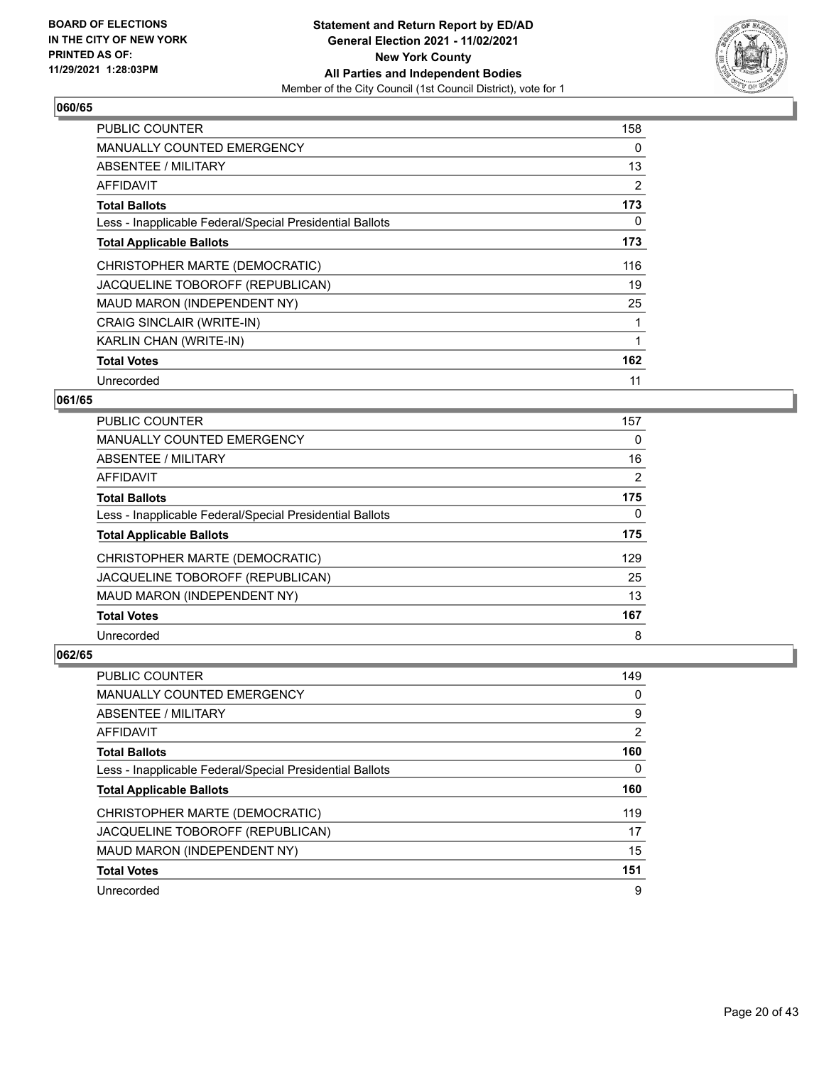**BOARD OF ELECTIONS IN THE CITY OF NEW YORK PRINTED AS OF: 11/29/2021 1:28:03PM**

**Statement and Return Report by ED/AD**
**General Election 2021 - 11/02/2021**
**New York County**
**All Parties and Independent Bodies**
Member of the City Council (1st Council District), vote for 1

## 060/65

| | |
|---|---|
| PUBLIC COUNTER | 158 |
| MANUALLY COUNTED EMERGENCY | 0 |
| ABSENTEE / MILITARY | 13 |
| AFFIDAVIT | 2 |
| **Total Ballots** | **173** |
| Less - Inapplicable Federal/Special Presidential Ballots | 0 |
| **Total Applicable Ballots** | **173** |
| CHRISTOPHER MARTE (DEMOCRATIC) | 116 |
| JACQUELINE TOBOROFF (REPUBLICAN) | 19 |
| MAUD MARON (INDEPENDENT NY) | 25 |
| CRAIG SINCLAIR (WRITE-IN) | 1 |
| KARLIN CHAN (WRITE-IN) | 1 |
| **Total Votes** | **162** |
| Unrecorded | 11 |

## 061/65

| | |
|---|---|
| PUBLIC COUNTER | 157 |
| MANUALLY COUNTED EMERGENCY | 0 |
| ABSENTEE / MILITARY | 16 |
| AFFIDAVIT | 2 |
| **Total Ballots** | **175** |
| Less - Inapplicable Federal/Special Presidential Ballots | 0 |
| **Total Applicable Ballots** | **175** |
| CHRISTOPHER MARTE (DEMOCRATIC) | 129 |
| JACQUELINE TOBOROFF (REPUBLICAN) | 25 |
| MAUD MARON (INDEPENDENT NY) | 13 |
| **Total Votes** | **167** |
| Unrecorded | 8 |

## 062/65

| | |
|---|---|
| PUBLIC COUNTER | 149 |
| MANUALLY COUNTED EMERGENCY | 0 |
| ABSENTEE / MILITARY | 9 |
| AFFIDAVIT | 2 |
| **Total Ballots** | **160** |
| Less - Inapplicable Federal/Special Presidential Ballots | 0 |
| **Total Applicable Ballots** | **160** |
| CHRISTOPHER MARTE (DEMOCRATIC) | 119 |
| JACQUELINE TOBOROFF (REPUBLICAN) | 17 |
| MAUD MARON (INDEPENDENT NY) | 15 |
| **Total Votes** | **151** |
| Unrecorded | 9 |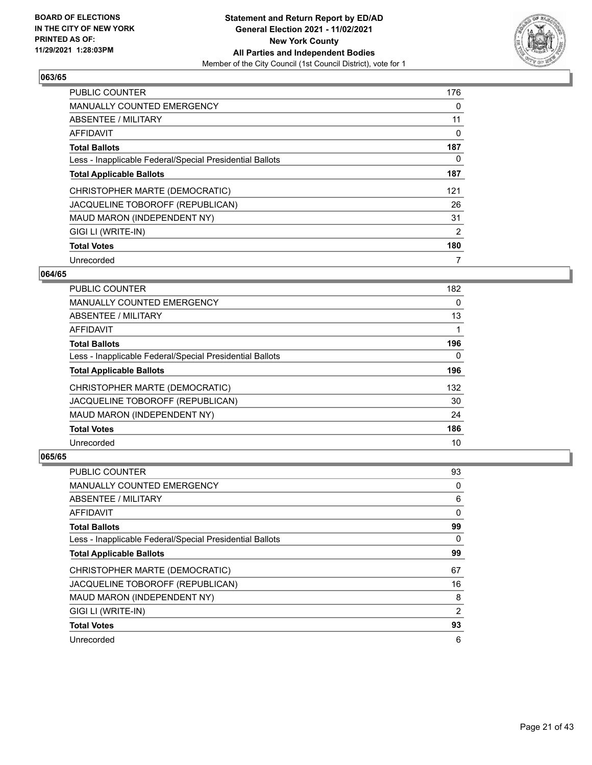## 063/65

| | |
|---|---|
| PUBLIC COUNTER | 176 |
| MANUALLY COUNTED EMERGENCY | 0 |
| ABSENTEE / MILITARY | 11 |
| AFFIDAVIT | 0 |
| **Total Ballots** | **187** |
| Less - Inapplicable Federal/Special Presidential Ballots | 0 |
| **Total Applicable Ballots** | **187** |
| CHRISTOPHER MARTE (DEMOCRATIC) | 121 |
| JACQUELINE TOBOROFF (REPUBLICAN) | 26 |
| MAUD MARON (INDEPENDENT NY) | 31 |
| GIGI LI (WRITE-IN) | 2 |
| **Total Votes** | **180** |
| Unrecorded | 7 |

## 064/65

| | |
|---|---|
| PUBLIC COUNTER | 182 |
| MANUALLY COUNTED EMERGENCY | 0 |
| ABSENTEE / MILITARY | 13 |
| AFFIDAVIT | 1 |
| **Total Ballots** | **196** |
| Less - Inapplicable Federal/Special Presidential Ballots | 0 |
| **Total Applicable Ballots** | **196** |
| CHRISTOPHER MARTE (DEMOCRATIC) | 132 |
| JACQUELINE TOBOROFF (REPUBLICAN) | 30 |
| MAUD MARON (INDEPENDENT NY) | 24 |
| **Total Votes** | **186** |
| Unrecorded | 10 |

## 065/65

| | |
|---|---|
| PUBLIC COUNTER | 93 |
| MANUALLY COUNTED EMERGENCY | 0 |
| ABSENTEE / MILITARY | 6 |
| AFFIDAVIT | 0 |
| **Total Ballots** | **99** |
| Less - Inapplicable Federal/Special Presidential Ballots | 0 |
| **Total Applicable Ballots** | **99** |
| CHRISTOPHER MARTE (DEMOCRATIC) | 67 |
| JACQUELINE TOBOROFF (REPUBLICAN) | 16 |
| MAUD MARON (INDEPENDENT NY) | 8 |
| GIGI LI (WRITE-IN) | 2 |
| **Total Votes** | **93** |
| Unrecorded | 6 |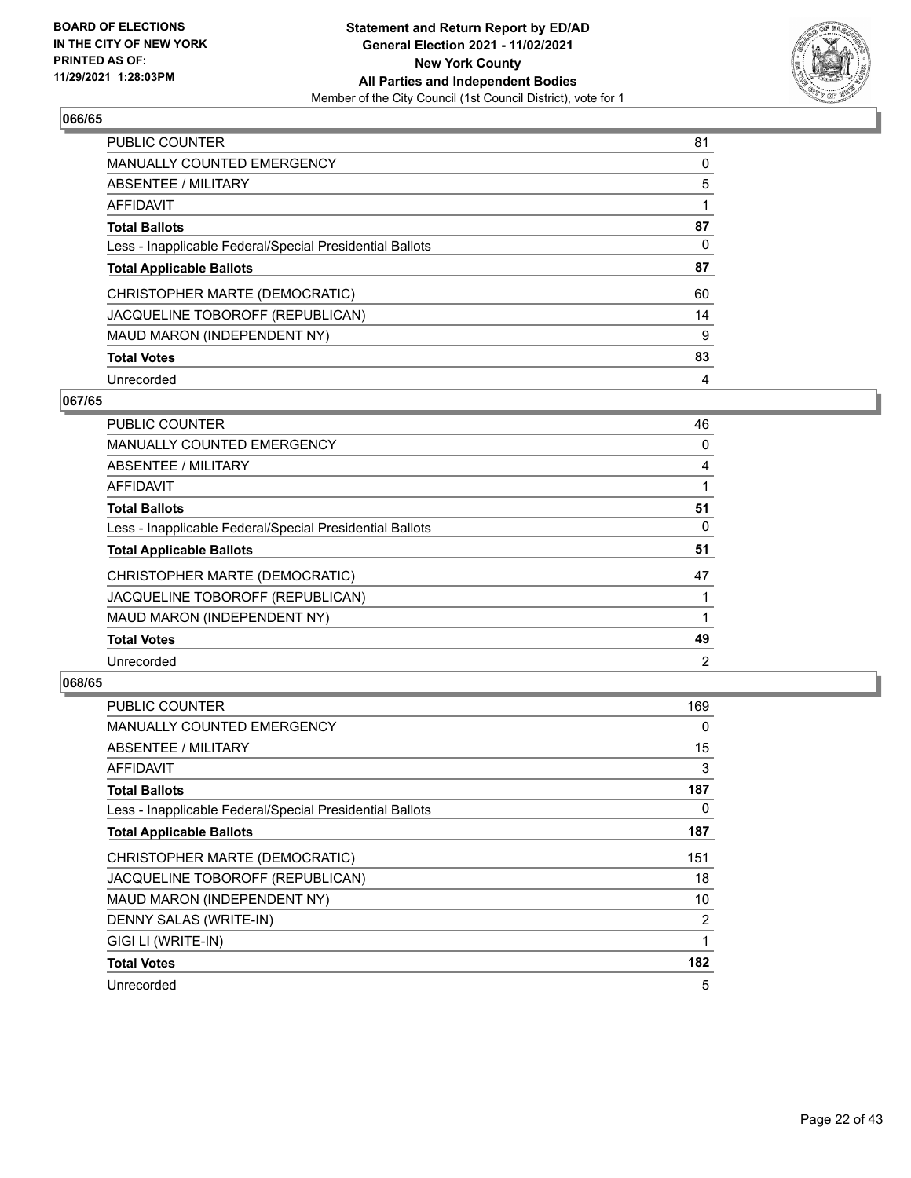## 066/65

| | |
|---|---|
| PUBLIC COUNTER | 81 |
| MANUALLY COUNTED EMERGENCY | 0 |
| ABSENTEE / MILITARY | 5 |
| AFFIDAVIT | 1 |
| **Total Ballots** | **87** |
| Less - Inapplicable Federal/Special Presidential Ballots | 0 |
| **Total Applicable Ballots** | **87** |
| CHRISTOPHER MARTE (DEMOCRATIC) | 60 |
| JACQUELINE TOBOROFF (REPUBLICAN) | 14 |
| MAUD MARON (INDEPENDENT NY) | 9 |
| **Total Votes** | **83** |
| Unrecorded | 4 |

## 067/65

| | |
|---|---|
| PUBLIC COUNTER | 46 |
| MANUALLY COUNTED EMERGENCY | 0 |
| ABSENTEE / MILITARY | 4 |
| AFFIDAVIT | 1 |
| **Total Ballots** | **51** |
| Less - Inapplicable Federal/Special Presidential Ballots | 0 |
| **Total Applicable Ballots** | **51** |
| CHRISTOPHER MARTE (DEMOCRATIC) | 47 |
| JACQUELINE TOBOROFF (REPUBLICAN) | 1 |
| MAUD MARON (INDEPENDENT NY) | 1 |
| **Total Votes** | **49** |
| Unrecorded | 2 |

## 068/65

| | |
|---|---|
| PUBLIC COUNTER | 169 |
| MANUALLY COUNTED EMERGENCY | 0 |
| ABSENTEE / MILITARY | 15 |
| AFFIDAVIT | 3 |
| **Total Ballots** | **187** |
| Less - Inapplicable Federal/Special Presidential Ballots | 0 |
| **Total Applicable Ballots** | **187** |
| CHRISTOPHER MARTE (DEMOCRATIC) | 151 |
| JACQUELINE TOBOROFF (REPUBLICAN) | 18 |
| MAUD MARON (INDEPENDENT NY) | 10 |
| DENNY SALAS (WRITE-IN) | 2 |
| GIGI LI (WRITE-IN) | 1 |
| **Total Votes** | **182** |
| Unrecorded | 5 |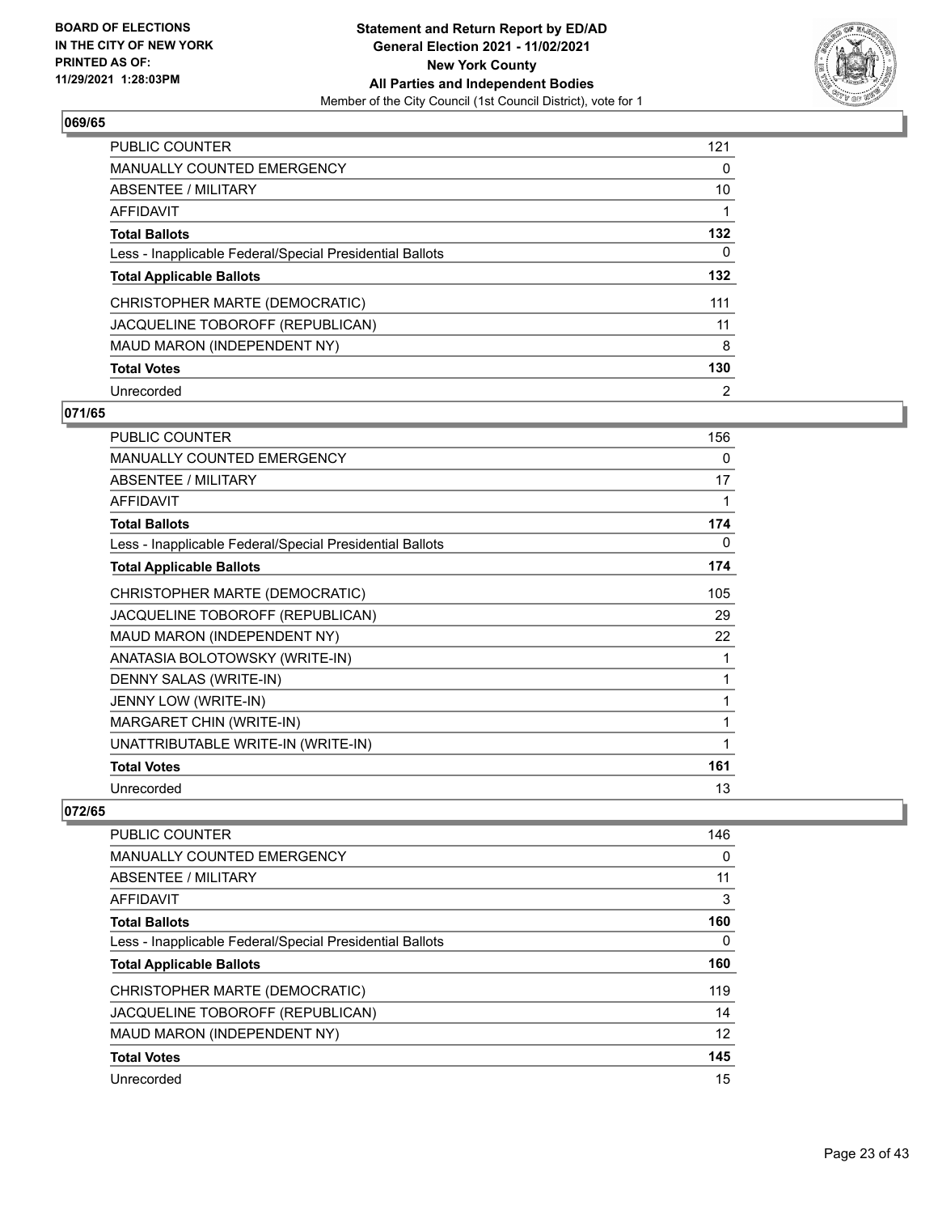## 069/65

| | |
|---|---|
| PUBLIC COUNTER | 121 |
| MANUALLY COUNTED EMERGENCY | 0 |
| ABSENTEE / MILITARY | 10 |
| AFFIDAVIT | 1 |
| **Total Ballots** | **132** |
| Less - Inapplicable Federal/Special Presidential Ballots | 0 |
| **Total Applicable Ballots** | **132** |
| CHRISTOPHER MARTE (DEMOCRATIC) | 111 |
| JACQUELINE TOBOROFF (REPUBLICAN) | 11 |
| MAUD MARON (INDEPENDENT NY) | 8 |
| **Total Votes** | **130** |
| Unrecorded | 2 |

## 071/65

| | |
|---|---|
| PUBLIC COUNTER | 156 |
| MANUALLY COUNTED EMERGENCY | 0 |
| ABSENTEE / MILITARY | 17 |
| AFFIDAVIT | 1 |
| **Total Ballots** | **174** |
| Less - Inapplicable Federal/Special Presidential Ballots | 0 |
| **Total Applicable Ballots** | **174** |
| CHRISTOPHER MARTE (DEMOCRATIC) | 105 |
| JACQUELINE TOBOROFF (REPUBLICAN) | 29 |
| MAUD MARON (INDEPENDENT NY) | 22 |
| ANATASIA BOLOTOWSKY (WRITE-IN) | 1 |
| DENNY SALAS (WRITE-IN) | 1 |
| JENNY LOW (WRITE-IN) | 1 |
| MARGARET CHIN (WRITE-IN) | 1 |
| UNATTRIBUTABLE WRITE-IN (WRITE-IN) | 1 |
| **Total Votes** | **161** |
| Unrecorded | 13 |

## 072/65

| | |
|---|---|
| PUBLIC COUNTER | 146 |
| MANUALLY COUNTED EMERGENCY | 0 |
| ABSENTEE / MILITARY | 11 |
| AFFIDAVIT | 3 |
| **Total Ballots** | **160** |
| Less - Inapplicable Federal/Special Presidential Ballots | 0 |
| **Total Applicable Ballots** | **160** |
| CHRISTOPHER MARTE (DEMOCRATIC) | 119 |
| JACQUELINE TOBOROFF (REPUBLICAN) | 14 |
| MAUD MARON (INDEPENDENT NY) | 12 |
| **Total Votes** | **145** |
| Unrecorded | 15 |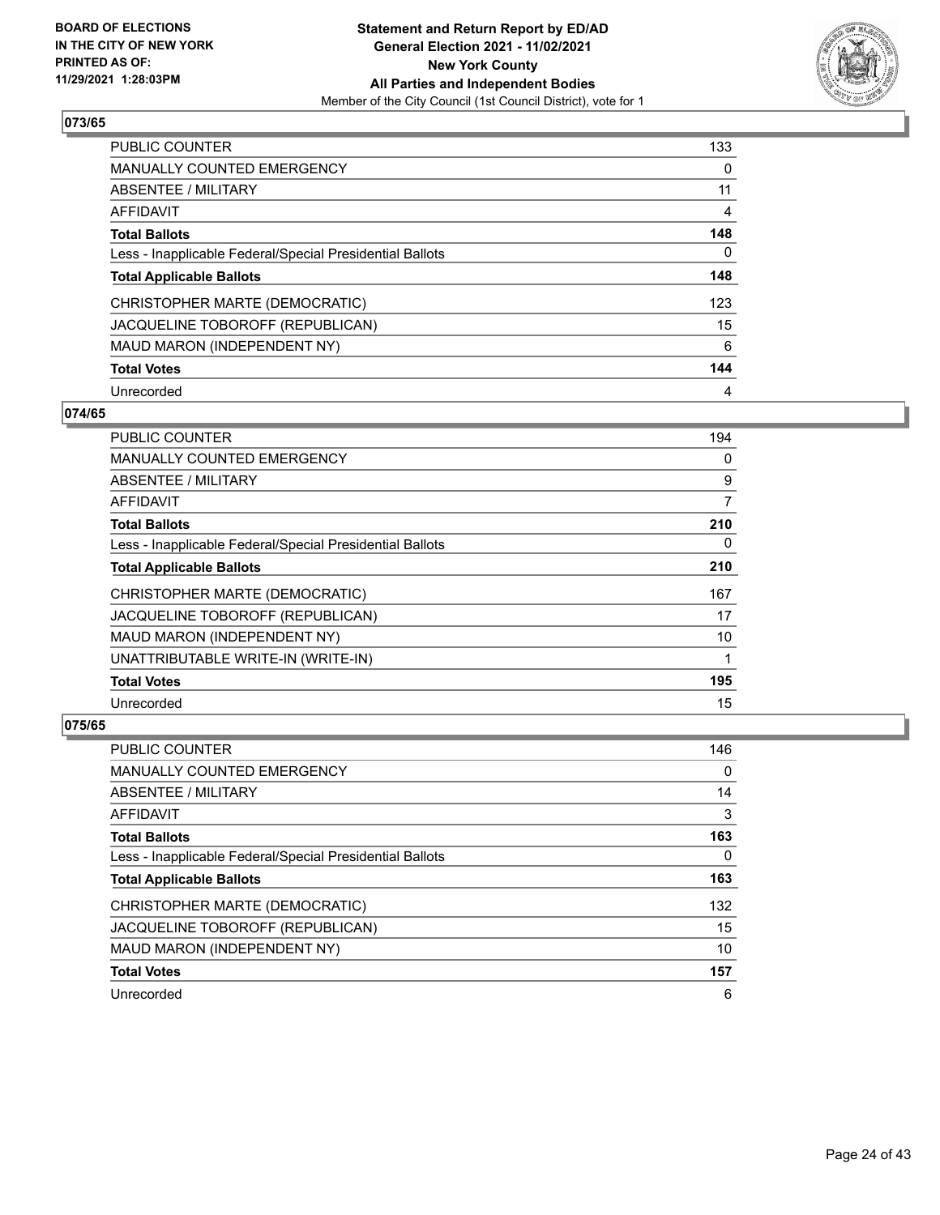**BOARD OF ELECTIONS IN THE CITY OF NEW YORK PRINTED AS OF: 11/29/2021 1:28:03PM**

**Statement and Return Report by ED/AD General Election 2021 - 11/02/2021 New York County All Parties and Independent Bodies**
Member of the City Council (1st Council District), vote for 1

## 073/65

| | |
|---|---|
| PUBLIC COUNTER | 133 |
| MANUALLY COUNTED EMERGENCY | 0 |
| ABSENTEE / MILITARY | 11 |
| AFFIDAVIT | 4 |
| **Total Ballots** | **148** |
| Less - Inapplicable Federal/Special Presidential Ballots | 0 |
| **Total Applicable Ballots** | **148** |
| CHRISTOPHER MARTE (DEMOCRATIC) | 123 |
| JACQUELINE TOBOROFF (REPUBLICAN) | 15 |
| MAUD MARON (INDEPENDENT NY) | 6 |
| **Total Votes** | **144** |
| Unrecorded | 4 |

## 074/65

| | |
|---|---|
| PUBLIC COUNTER | 194 |
| MANUALLY COUNTED EMERGENCY | 0 |
| ABSENTEE / MILITARY | 9 |
| AFFIDAVIT | 7 |
| **Total Ballots** | **210** |
| Less - Inapplicable Federal/Special Presidential Ballots | 0 |
| **Total Applicable Ballots** | **210** |
| CHRISTOPHER MARTE (DEMOCRATIC) | 167 |
| JACQUELINE TOBOROFF (REPUBLICAN) | 17 |
| MAUD MARON (INDEPENDENT NY) | 10 |
| UNATTRIBUTABLE WRITE-IN (WRITE-IN) | 1 |
| **Total Votes** | **195** |
| Unrecorded | 15 |

## 075/65

| | |
|---|---|
| PUBLIC COUNTER | 146 |
| MANUALLY COUNTED EMERGENCY | 0 |
| ABSENTEE / MILITARY | 14 |
| AFFIDAVIT | 3 |
| **Total Ballots** | **163** |
| Less - Inapplicable Federal/Special Presidential Ballots | 0 |
| **Total Applicable Ballots** | **163** |
| CHRISTOPHER MARTE (DEMOCRATIC) | 132 |
| JACQUELINE TOBOROFF (REPUBLICAN) | 15 |
| MAUD MARON (INDEPENDENT NY) | 10 |
| **Total Votes** | **157** |
| Unrecorded | 6 |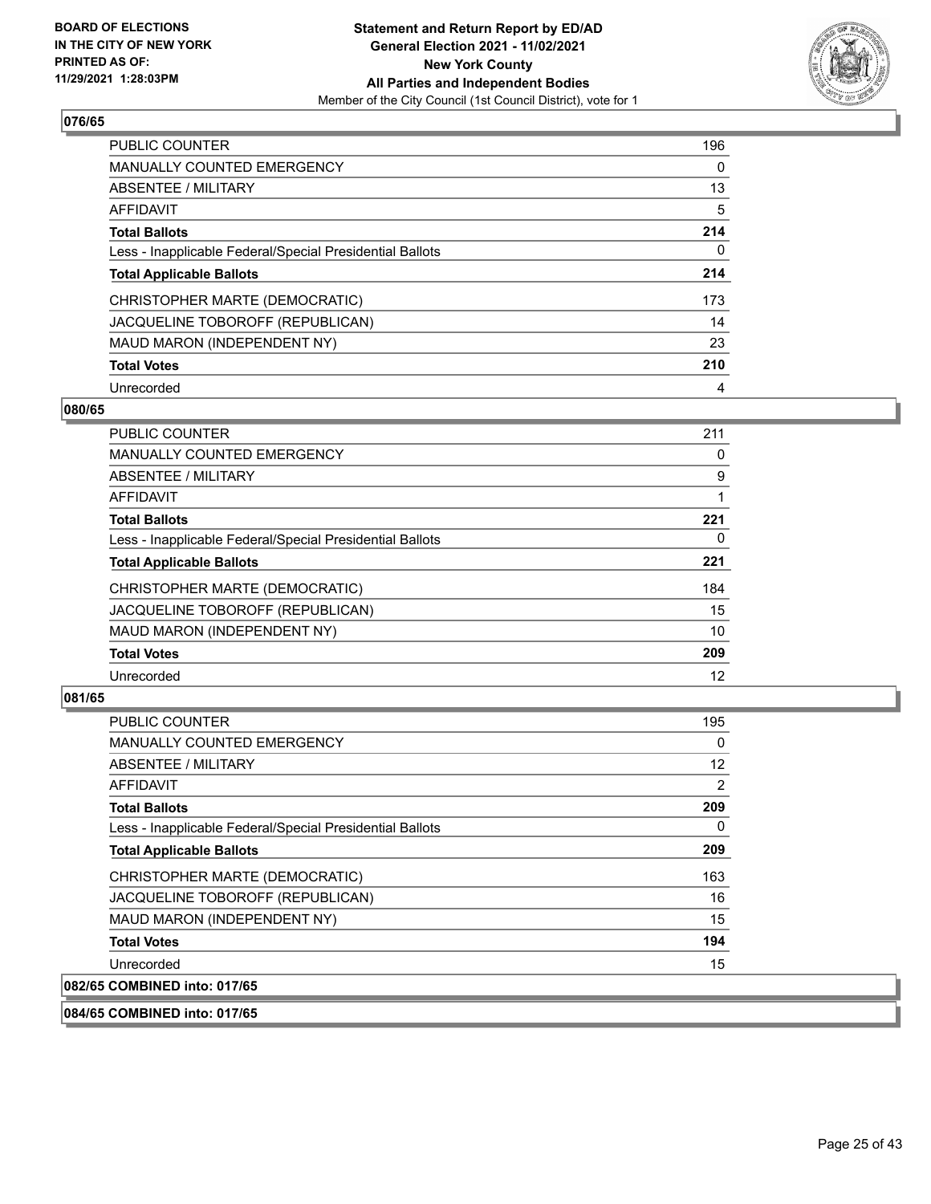**BOARD OF ELECTIONS IN THE CITY OF NEW YORK PRINTED AS OF: 11/29/2021 1:28:03PM**

**Statement and Return Report by ED/AD General Election 2021 - 11/02/2021 New York County All Parties and Independent Bodies**
Member of the City Council (1st Council District), vote for 1

### 076/65

| | |
|---|---|
| PUBLIC COUNTER | 196 |
| MANUALLY COUNTED EMERGENCY | 0 |
| ABSENTEE / MILITARY | 13 |
| AFFIDAVIT | 5 |
| **Total Ballots** | **214** |
| Less - Inapplicable Federal/Special Presidential Ballots | 0 |
| **Total Applicable Ballots** | **214** |
| CHRISTOPHER MARTE (DEMOCRATIC) | 173 |
| JACQUELINE TOBOROFF (REPUBLICAN) | 14 |
| MAUD MARON (INDEPENDENT NY) | 23 |
| **Total Votes** | **210** |
| Unrecorded | 4 |

### 080/65

| | |
|---|---|
| PUBLIC COUNTER | 211 |
| MANUALLY COUNTED EMERGENCY | 0 |
| ABSENTEE / MILITARY | 9 |
| AFFIDAVIT | 1 |
| **Total Ballots** | **221** |
| Less - Inapplicable Federal/Special Presidential Ballots | 0 |
| **Total Applicable Ballots** | **221** |
| CHRISTOPHER MARTE (DEMOCRATIC) | 184 |
| JACQUELINE TOBOROFF (REPUBLICAN) | 15 |
| MAUD MARON (INDEPENDENT NY) | 10 |
| **Total Votes** | **209** |
| Unrecorded | 12 |

### 081/65

| | |
|---|---|
| PUBLIC COUNTER | 195 |
| MANUALLY COUNTED EMERGENCY | 0 |
| ABSENTEE / MILITARY | 12 |
| AFFIDAVIT | 2 |
| **Total Ballots** | **209** |
| Less - Inapplicable Federal/Special Presidential Ballots | 0 |
| **Total Applicable Ballots** | **209** |
| CHRISTOPHER MARTE (DEMOCRATIC) | 163 |
| JACQUELINE TOBOROFF (REPUBLICAN) | 16 |
| MAUD MARON (INDEPENDENT NY) | 15 |
| **Total Votes** | **194** |
| Unrecorded | 15 |

### 082/65 COMBINED into: 017/65

### 084/65 COMBINED into: 017/65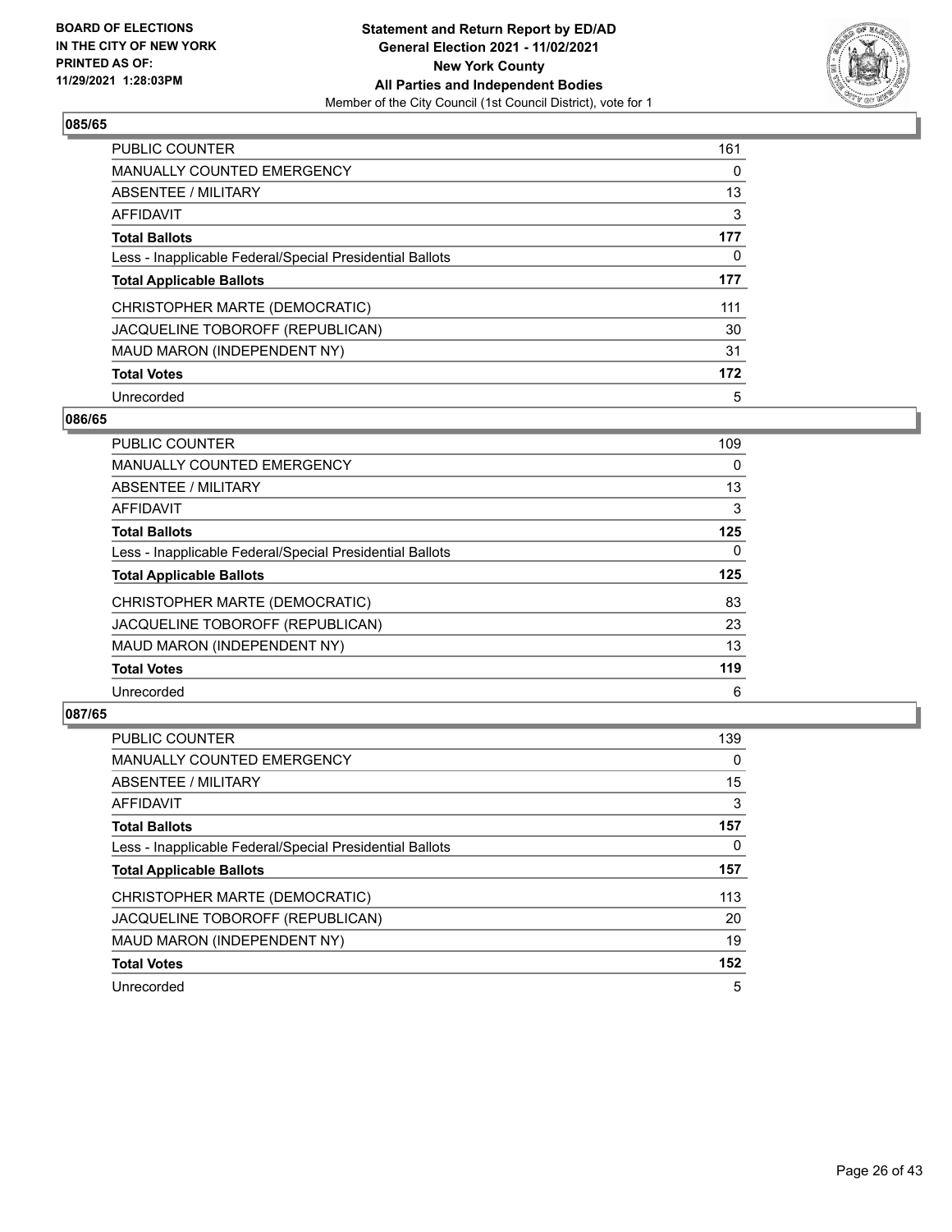BOARD OF ELECTIONS
IN THE CITY OF NEW YORK
PRINTED AS OF:
11/29/2021 1:28:03PM

**Statement and Return Report by ED/AD**
**General Election 2021 - 11/02/2021**
**New York County**
**All Parties and Independent Bodies**
Member of the City Council (1st Council District), vote for 1

## 085/65

| | |
|---|---|
| PUBLIC COUNTER | 161 |
| MANUALLY COUNTED EMERGENCY | 0 |
| ABSENTEE / MILITARY | 13 |
| AFFIDAVIT | 3 |
| **Total Ballots** | **177** |
| Less - Inapplicable Federal/Special Presidential Ballots | 0 |
| **Total Applicable Ballots** | **177** |
| CHRISTOPHER MARTE (DEMOCRATIC) | 111 |
| JACQUELINE TOBOROFF (REPUBLICAN) | 30 |
| MAUD MARON (INDEPENDENT NY) | 31 |
| **Total Votes** | **172** |
| Unrecorded | 5 |

## 086/65

| | |
|---|---|
| PUBLIC COUNTER | 109 |
| MANUALLY COUNTED EMERGENCY | 0 |
| ABSENTEE / MILITARY | 13 |
| AFFIDAVIT | 3 |
| **Total Ballots** | **125** |
| Less - Inapplicable Federal/Special Presidential Ballots | 0 |
| **Total Applicable Ballots** | **125** |
| CHRISTOPHER MARTE (DEMOCRATIC) | 83 |
| JACQUELINE TOBOROFF (REPUBLICAN) | 23 |
| MAUD MARON (INDEPENDENT NY) | 13 |
| **Total Votes** | **119** |
| Unrecorded | 6 |

## 087/65

| | |
|---|---|
| PUBLIC COUNTER | 139 |
| MANUALLY COUNTED EMERGENCY | 0 |
| ABSENTEE / MILITARY | 15 |
| AFFIDAVIT | 3 |
| **Total Ballots** | **157** |
| Less - Inapplicable Federal/Special Presidential Ballots | 0 |
| **Total Applicable Ballots** | **157** |
| CHRISTOPHER MARTE (DEMOCRATIC) | 113 |
| JACQUELINE TOBOROFF (REPUBLICAN) | 20 |
| MAUD MARON (INDEPENDENT NY) | 19 |
| **Total Votes** | **152** |
| Unrecorded | 5 |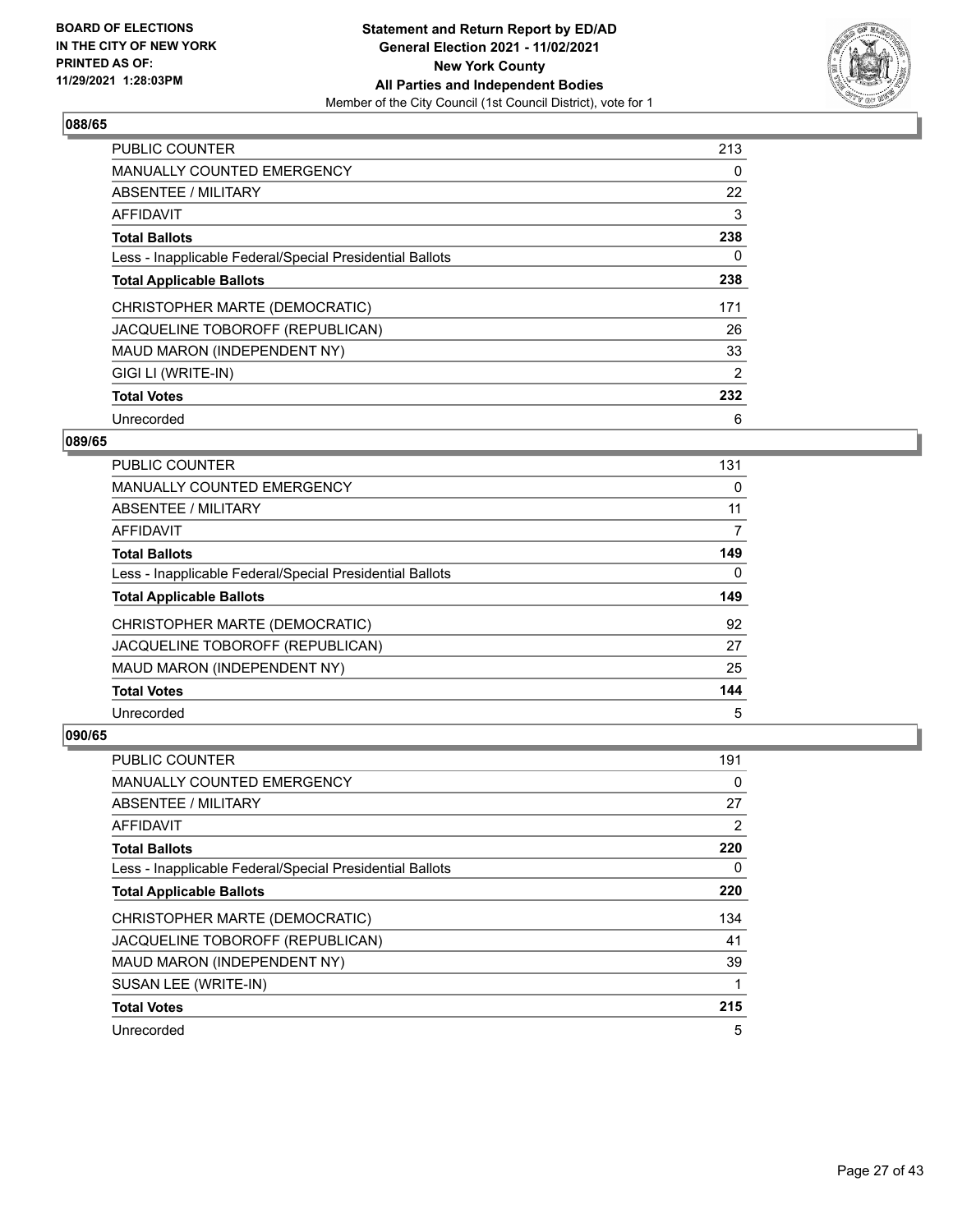BOARD OF ELECTIONS
IN THE CITY OF NEW YORK
PRINTED AS OF:
11/29/2021 1:28:03PM

**Statement and Return Report by ED/AD**
**General Election 2021 - 11/02/2021**
**New York County**
**All Parties and Independent Bodies**
Member of the City Council (1st Council District), vote for 1

## 088/65

| | |
|---|---|
| PUBLIC COUNTER | 213 |
| MANUALLY COUNTED EMERGENCY | 0 |
| ABSENTEE / MILITARY | 22 |
| AFFIDAVIT | 3 |
| **Total Ballots** | **238** |
| Less - Inapplicable Federal/Special Presidential Ballots | 0 |
| **Total Applicable Ballots** | **238** |
| CHRISTOPHER MARTE (DEMOCRATIC) | 171 |
| JACQUELINE TOBOROFF (REPUBLICAN) | 26 |
| MAUD MARON (INDEPENDENT NY) | 33 |
| GIGI LI (WRITE-IN) | 2 |
| **Total Votes** | **232** |
| Unrecorded | 6 |

## 089/65

| | |
|---|---|
| PUBLIC COUNTER | 131 |
| MANUALLY COUNTED EMERGENCY | 0 |
| ABSENTEE / MILITARY | 11 |
| AFFIDAVIT | 7 |
| **Total Ballots** | **149** |
| Less - Inapplicable Federal/Special Presidential Ballots | 0 |
| **Total Applicable Ballots** | **149** |
| CHRISTOPHER MARTE (DEMOCRATIC) | 92 |
| JACQUELINE TOBOROFF (REPUBLICAN) | 27 |
| MAUD MARON (INDEPENDENT NY) | 25 |
| **Total Votes** | **144** |
| Unrecorded | 5 |

## 090/65

| | |
|---|---|
| PUBLIC COUNTER | 191 |
| MANUALLY COUNTED EMERGENCY | 0 |
| ABSENTEE / MILITARY | 27 |
| AFFIDAVIT | 2 |
| **Total Ballots** | **220** |
| Less - Inapplicable Federal/Special Presidential Ballots | 0 |
| **Total Applicable Ballots** | **220** |
| CHRISTOPHER MARTE (DEMOCRATIC) | 134 |
| JACQUELINE TOBOROFF (REPUBLICAN) | 41 |
| MAUD MARON (INDEPENDENT NY) | 39 |
| SUSAN LEE (WRITE-IN) | 1 |
| **Total Votes** | **215** |
| Unrecorded | 5 |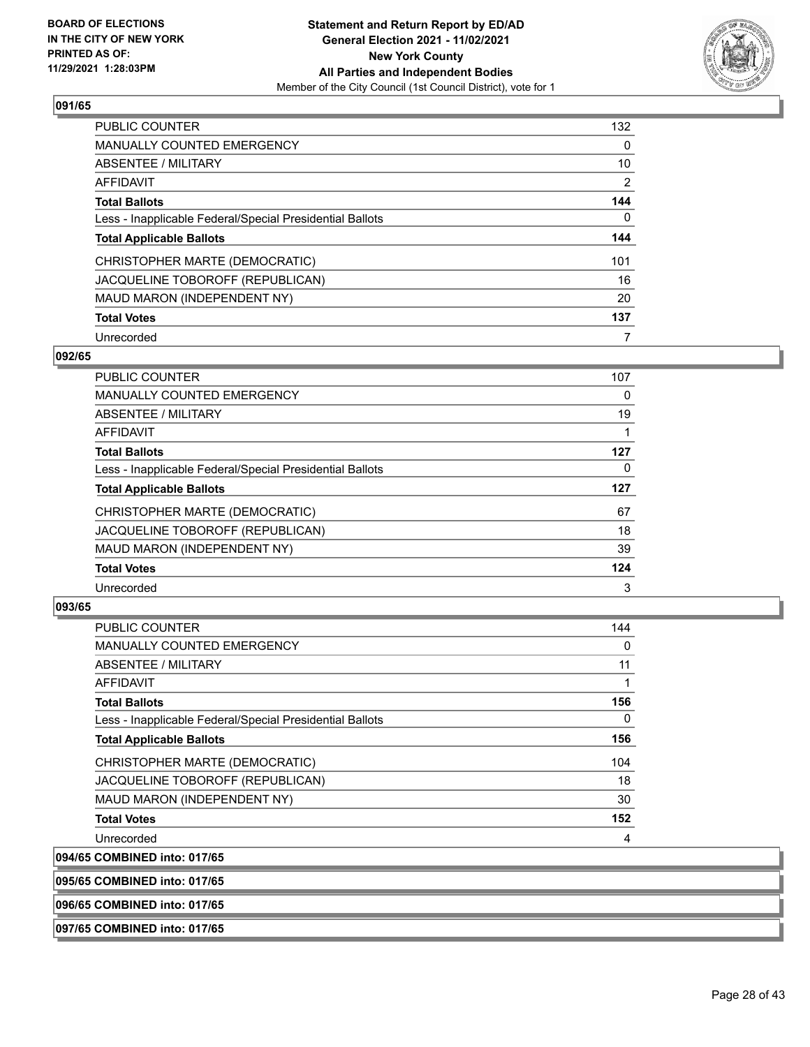### 091/65

| | |
|---|---|
| PUBLIC COUNTER | 132 |
| MANUALLY COUNTED EMERGENCY | 0 |
| ABSENTEE / MILITARY | 10 |
| AFFIDAVIT | 2 |
| **Total Ballots** | **144** |
| Less - Inapplicable Federal/Special Presidential Ballots | 0 |
| **Total Applicable Ballots** | **144** |
| CHRISTOPHER MARTE (DEMOCRATIC) | 101 |
| JACQUELINE TOBOROFF (REPUBLICAN) | 16 |
| MAUD MARON (INDEPENDENT NY) | 20 |
| **Total Votes** | **137** |
| Unrecorded | 7 |

### 092/65

| | |
|---|---|
| PUBLIC COUNTER | 107 |
| MANUALLY COUNTED EMERGENCY | 0 |
| ABSENTEE / MILITARY | 19 |
| AFFIDAVIT | 1 |
| **Total Ballots** | **127** |
| Less - Inapplicable Federal/Special Presidential Ballots | 0 |
| **Total Applicable Ballots** | **127** |
| CHRISTOPHER MARTE (DEMOCRATIC) | 67 |
| JACQUELINE TOBOROFF (REPUBLICAN) | 18 |
| MAUD MARON (INDEPENDENT NY) | 39 |
| **Total Votes** | **124** |
| Unrecorded | 3 |

### 093/65

| | |
|---|---|
| PUBLIC COUNTER | 144 |
| MANUALLY COUNTED EMERGENCY | 0 |
| ABSENTEE / MILITARY | 11 |
| AFFIDAVIT | 1 |
| **Total Ballots** | **156** |
| Less - Inapplicable Federal/Special Presidential Ballots | 0 |
| **Total Applicable Ballots** | **156** |
| CHRISTOPHER MARTE (DEMOCRATIC) | 104 |
| JACQUELINE TOBOROFF (REPUBLICAN) | 18 |
| MAUD MARON (INDEPENDENT NY) | 30 |
| **Total Votes** | **152** |
| Unrecorded | 4 |

### 094/65 COMBINED into: 017/65

### 095/65 COMBINED into: 017/65

### 096/65 COMBINED into: 017/65

### 097/65 COMBINED into: 017/65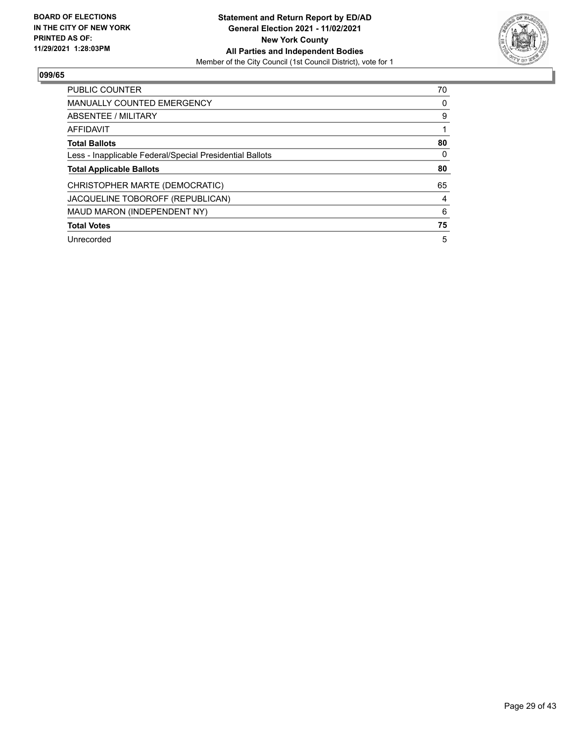**BOARD OF ELECTIONS IN THE CITY OF NEW YORK PRINTED AS OF: 11/29/2021 1:28:03PM**

**Statement and Return Report by ED/AD General Election 2021 - 11/02/2021 New York County All Parties and Independent Bodies**
Member of the City Council (1st Council District), vote for 1

## 099/65

| | |
|---|---|
| PUBLIC COUNTER | 70 |
| MANUALLY COUNTED EMERGENCY | 0 |
| ABSENTEE / MILITARY | 9 |
| AFFIDAVIT | 1 |
| **Total Ballots** | **80** |
| Less - Inapplicable Federal/Special Presidential Ballots | 0 |
| **Total Applicable Ballots** | **80** |
| CHRISTOPHER MARTE (DEMOCRATIC) | 65 |
| JACQUELINE TOBOROFF (REPUBLICAN) | 4 |
| MAUD MARON (INDEPENDENT NY) | 6 |
| **Total Votes** | **75** |
| Unrecorded | 5 |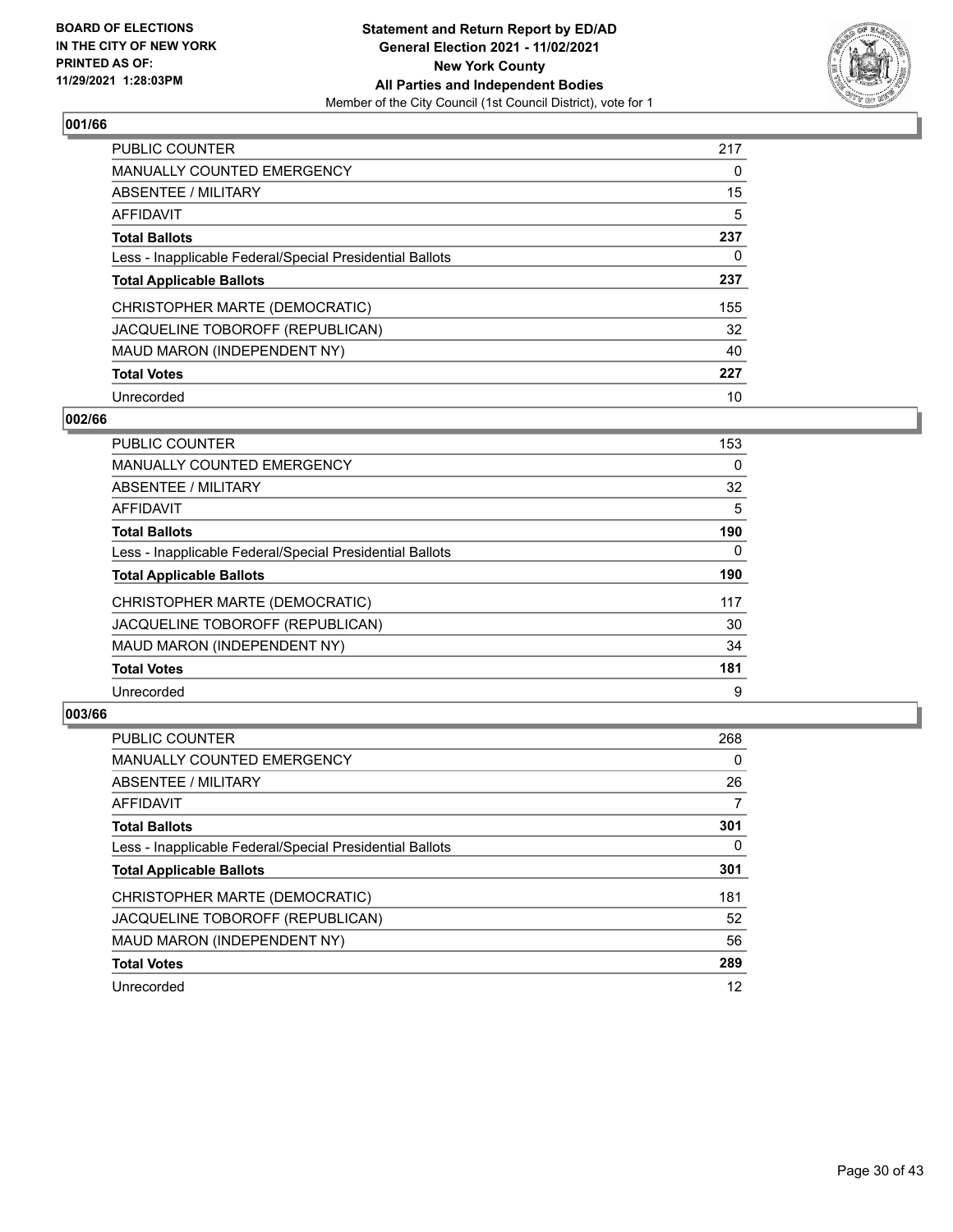BOARD OF ELECTIONS
IN THE CITY OF NEW YORK
PRINTED AS OF:
11/29/2021 1:28:03PM

**Statement and Return Report by ED/AD**
**General Election 2021 - 11/02/2021**
**New York County**
**All Parties and Independent Bodies**
Member of the City Council (1st Council District), vote for 1

## 001/66

| | |
|---|---|
| PUBLIC COUNTER | 217 |
| MANUALLY COUNTED EMERGENCY | 0 |
| ABSENTEE / MILITARY | 15 |
| AFFIDAVIT | 5 |
| **Total Ballots** | **237** |
| Less - Inapplicable Federal/Special Presidential Ballots | 0 |
| **Total Applicable Ballots** | **237** |
| CHRISTOPHER MARTE (DEMOCRATIC) | 155 |
| JACQUELINE TOBOROFF (REPUBLICAN) | 32 |
| MAUD MARON (INDEPENDENT NY) | 40 |
| **Total Votes** | **227** |
| Unrecorded | 10 |

## 002/66

| | |
|---|---|
| PUBLIC COUNTER | 153 |
| MANUALLY COUNTED EMERGENCY | 0 |
| ABSENTEE / MILITARY | 32 |
| AFFIDAVIT | 5 |
| **Total Ballots** | **190** |
| Less - Inapplicable Federal/Special Presidential Ballots | 0 |
| **Total Applicable Ballots** | **190** |
| CHRISTOPHER MARTE (DEMOCRATIC) | 117 |
| JACQUELINE TOBOROFF (REPUBLICAN) | 30 |
| MAUD MARON (INDEPENDENT NY) | 34 |
| **Total Votes** | **181** |
| Unrecorded | 9 |

## 003/66

| | |
|---|---|
| PUBLIC COUNTER | 268 |
| MANUALLY COUNTED EMERGENCY | 0 |
| ABSENTEE / MILITARY | 26 |
| AFFIDAVIT | 7 |
| **Total Ballots** | **301** |
| Less - Inapplicable Federal/Special Presidential Ballots | 0 |
| **Total Applicable Ballots** | **301** |
| CHRISTOPHER MARTE (DEMOCRATIC) | 181 |
| JACQUELINE TOBOROFF (REPUBLICAN) | 52 |
| MAUD MARON (INDEPENDENT NY) | 56 |
| **Total Votes** | **289** |
| Unrecorded | 12 |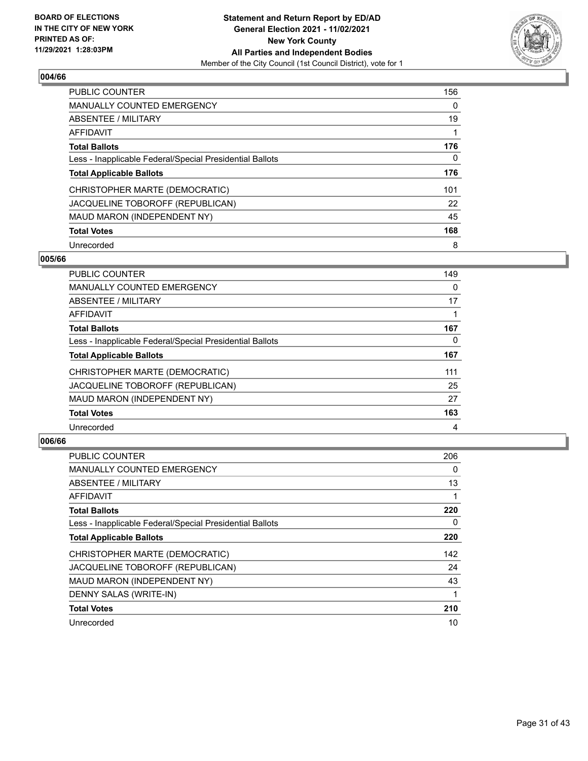**BOARD OF ELECTIONS IN THE CITY OF NEW YORK PRINTED AS OF: 11/29/2021 1:28:03PM**

**Statement and Return Report by ED/AD**
**General Election 2021 - 11/02/2021**
**New York County**
**All Parties and Independent Bodies**
Member of the City Council (1st Council District), vote for 1

## 004/66

| | |
|---|---|
| PUBLIC COUNTER | 156 |
| MANUALLY COUNTED EMERGENCY | 0 |
| ABSENTEE / MILITARY | 19 |
| AFFIDAVIT | 1 |
| **Total Ballots** | **176** |
| Less - Inapplicable Federal/Special Presidential Ballots | 0 |
| **Total Applicable Ballots** | **176** |
| CHRISTOPHER MARTE (DEMOCRATIC) | 101 |
| JACQUELINE TOBOROFF (REPUBLICAN) | 22 |
| MAUD MARON (INDEPENDENT NY) | 45 |
| **Total Votes** | **168** |
| Unrecorded | 8 |

## 005/66

| | |
|---|---|
| PUBLIC COUNTER | 149 |
| MANUALLY COUNTED EMERGENCY | 0 |
| ABSENTEE / MILITARY | 17 |
| AFFIDAVIT | 1 |
| **Total Ballots** | **167** |
| Less - Inapplicable Federal/Special Presidential Ballots | 0 |
| **Total Applicable Ballots** | **167** |
| CHRISTOPHER MARTE (DEMOCRATIC) | 111 |
| JACQUELINE TOBOROFF (REPUBLICAN) | 25 |
| MAUD MARON (INDEPENDENT NY) | 27 |
| **Total Votes** | **163** |
| Unrecorded | 4 |

## 006/66

| | |
|---|---|
| PUBLIC COUNTER | 206 |
| MANUALLY COUNTED EMERGENCY | 0 |
| ABSENTEE / MILITARY | 13 |
| AFFIDAVIT | 1 |
| **Total Ballots** | **220** |
| Less - Inapplicable Federal/Special Presidential Ballots | 0 |
| **Total Applicable Ballots** | **220** |
| CHRISTOPHER MARTE (DEMOCRATIC) | 142 |
| JACQUELINE TOBOROFF (REPUBLICAN) | 24 |
| MAUD MARON (INDEPENDENT NY) | 43 |
| DENNY SALAS (WRITE-IN) | 1 |
| **Total Votes** | **210** |
| Unrecorded | 10 |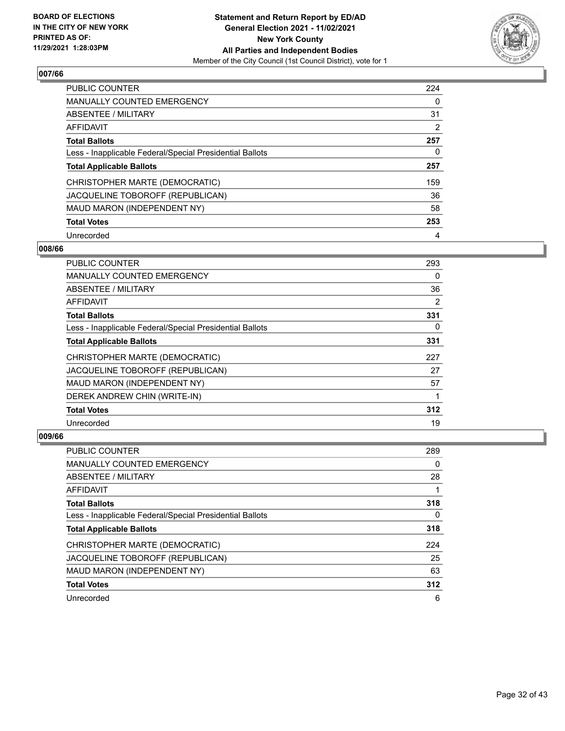**Statement and Return Report by ED/AD**
**General Election 2021 - 11/02/2021**
**New York County**
**All Parties and Independent Bodies**
Member of the City Council (1st Council District), vote for 1

BOARD OF ELECTIONS IN THE CITY OF NEW YORK PRINTED AS OF: 11/29/2021 1:28:03PM

**007/66**

| | |
|---|---|
| PUBLIC COUNTER | 224 |
| MANUALLY COUNTED EMERGENCY | 0 |
| ABSENTEE / MILITARY | 31 |
| AFFIDAVIT | 2 |
| **Total Ballots** | **257** |
| Less - Inapplicable Federal/Special Presidential Ballots | 0 |
| **Total Applicable Ballots** | **257** |
| CHRISTOPHER MARTE (DEMOCRATIC) | 159 |
| JACQUELINE TOBOROFF (REPUBLICAN) | 36 |
| MAUD MARON (INDEPENDENT NY) | 58 |
| **Total Votes** | **253** |
| Unrecorded | 4 |

**008/66**

| | |
|---|---|
| PUBLIC COUNTER | 293 |
| MANUALLY COUNTED EMERGENCY | 0 |
| ABSENTEE / MILITARY | 36 |
| AFFIDAVIT | 2 |
| **Total Ballots** | **331** |
| Less - Inapplicable Federal/Special Presidential Ballots | 0 |
| **Total Applicable Ballots** | **331** |
| CHRISTOPHER MARTE (DEMOCRATIC) | 227 |
| JACQUELINE TOBOROFF (REPUBLICAN) | 27 |
| MAUD MARON (INDEPENDENT NY) | 57 |
| DEREK ANDREW CHIN (WRITE-IN) | 1 |
| **Total Votes** | **312** |
| Unrecorded | 19 |

**009/66**

| | |
|---|---|
| PUBLIC COUNTER | 289 |
| MANUALLY COUNTED EMERGENCY | 0 |
| ABSENTEE / MILITARY | 28 |
| AFFIDAVIT | 1 |
| **Total Ballots** | **318** |
| Less - Inapplicable Federal/Special Presidential Ballots | 0 |
| **Total Applicable Ballots** | **318** |
| CHRISTOPHER MARTE (DEMOCRATIC) | 224 |
| JACQUELINE TOBOROFF (REPUBLICAN) | 25 |
| MAUD MARON (INDEPENDENT NY) | 63 |
| **Total Votes** | **312** |
| Unrecorded | 6 |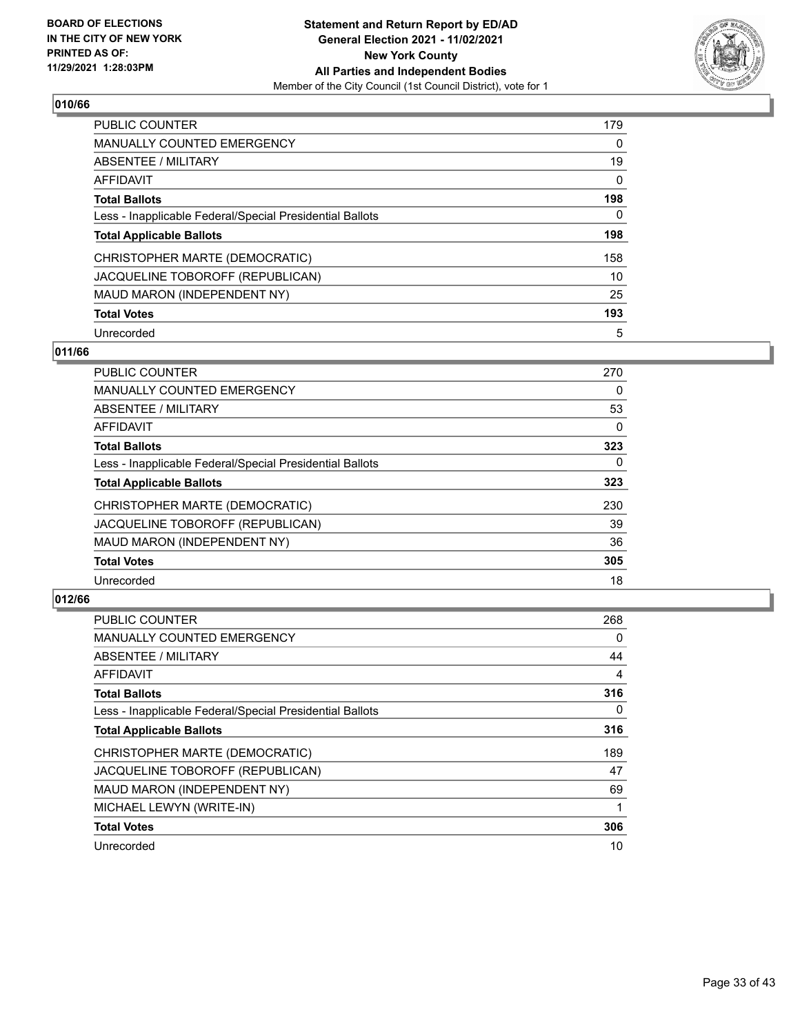## 010/66

| | |
|---|---|
| PUBLIC COUNTER | 179 |
| MANUALLY COUNTED EMERGENCY | 0 |
| ABSENTEE / MILITARY | 19 |
| AFFIDAVIT | 0 |
| **Total Ballots** | **198** |
| Less - Inapplicable Federal/Special Presidential Ballots | 0 |
| **Total Applicable Ballots** | **198** |
| CHRISTOPHER MARTE (DEMOCRATIC) | 158 |
| JACQUELINE TOBOROFF (REPUBLICAN) | 10 |
| MAUD MARON (INDEPENDENT NY) | 25 |
| **Total Votes** | **193** |
| Unrecorded | 5 |

## 011/66

| | |
|---|---|
| PUBLIC COUNTER | 270 |
| MANUALLY COUNTED EMERGENCY | 0 |
| ABSENTEE / MILITARY | 53 |
| AFFIDAVIT | 0 |
| **Total Ballots** | **323** |
| Less - Inapplicable Federal/Special Presidential Ballots | 0 |
| **Total Applicable Ballots** | **323** |
| CHRISTOPHER MARTE (DEMOCRATIC) | 230 |
| JACQUELINE TOBOROFF (REPUBLICAN) | 39 |
| MAUD MARON (INDEPENDENT NY) | 36 |
| **Total Votes** | **305** |
| Unrecorded | 18 |

## 012/66

| | |
|---|---|
| PUBLIC COUNTER | 268 |
| MANUALLY COUNTED EMERGENCY | 0 |
| ABSENTEE / MILITARY | 44 |
| AFFIDAVIT | 4 |
| **Total Ballots** | **316** |
| Less - Inapplicable Federal/Special Presidential Ballots | 0 |
| **Total Applicable Ballots** | **316** |
| CHRISTOPHER MARTE (DEMOCRATIC) | 189 |
| JACQUELINE TOBOROFF (REPUBLICAN) | 47 |
| MAUD MARON (INDEPENDENT NY) | 69 |
| MICHAEL LEWYN (WRITE-IN) | 1 |
| **Total Votes** | **306** |
| Unrecorded | 10 |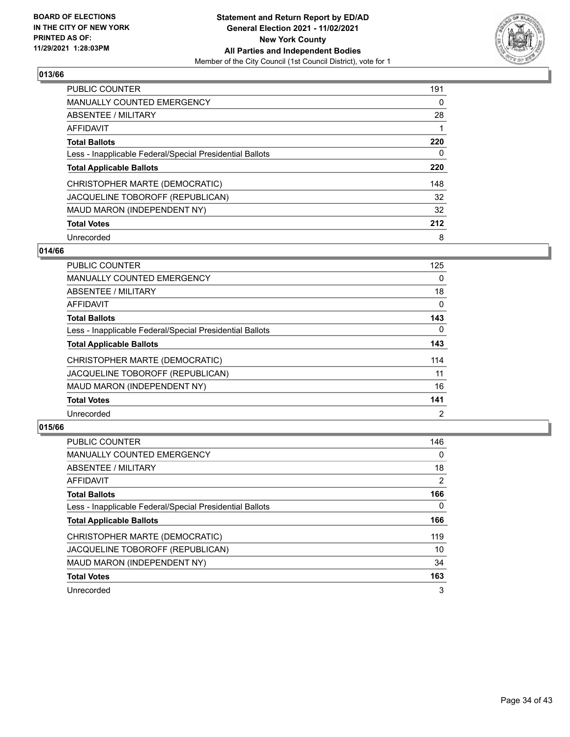**BOARD OF ELECTIONS IN THE CITY OF NEW YORK PRINTED AS OF: 11/29/2021 1:28:03PM**

**Statement and Return Report by ED/AD General Election 2021 - 11/02/2021 New York County All Parties and Independent Bodies**
Member of the City Council (1st Council District), vote for 1

## 013/66

| | |
|---|---|
| PUBLIC COUNTER | 191 |
| MANUALLY COUNTED EMERGENCY | 0 |
| ABSENTEE / MILITARY | 28 |
| AFFIDAVIT | 1 |
| **Total Ballots** | **220** |
| Less - Inapplicable Federal/Special Presidential Ballots | 0 |
| **Total Applicable Ballots** | **220** |
| CHRISTOPHER MARTE (DEMOCRATIC) | 148 |
| JACQUELINE TOBOROFF (REPUBLICAN) | 32 |
| MAUD MARON (INDEPENDENT NY) | 32 |
| **Total Votes** | **212** |
| Unrecorded | 8 |

## 014/66

| | |
|---|---|
| PUBLIC COUNTER | 125 |
| MANUALLY COUNTED EMERGENCY | 0 |
| ABSENTEE / MILITARY | 18 |
| AFFIDAVIT | 0 |
| **Total Ballots** | **143** |
| Less - Inapplicable Federal/Special Presidential Ballots | 0 |
| **Total Applicable Ballots** | **143** |
| CHRISTOPHER MARTE (DEMOCRATIC) | 114 |
| JACQUELINE TOBOROFF (REPUBLICAN) | 11 |
| MAUD MARON (INDEPENDENT NY) | 16 |
| **Total Votes** | **141** |
| Unrecorded | 2 |

## 015/66

| | |
|---|---|
| PUBLIC COUNTER | 146 |
| MANUALLY COUNTED EMERGENCY | 0 |
| ABSENTEE / MILITARY | 18 |
| AFFIDAVIT | 2 |
| **Total Ballots** | **166** |
| Less - Inapplicable Federal/Special Presidential Ballots | 0 |
| **Total Applicable Ballots** | **166** |
| CHRISTOPHER MARTE (DEMOCRATIC) | 119 |
| JACQUELINE TOBOROFF (REPUBLICAN) | 10 |
| MAUD MARON (INDEPENDENT NY) | 34 |
| **Total Votes** | **163** |
| Unrecorded | 3 |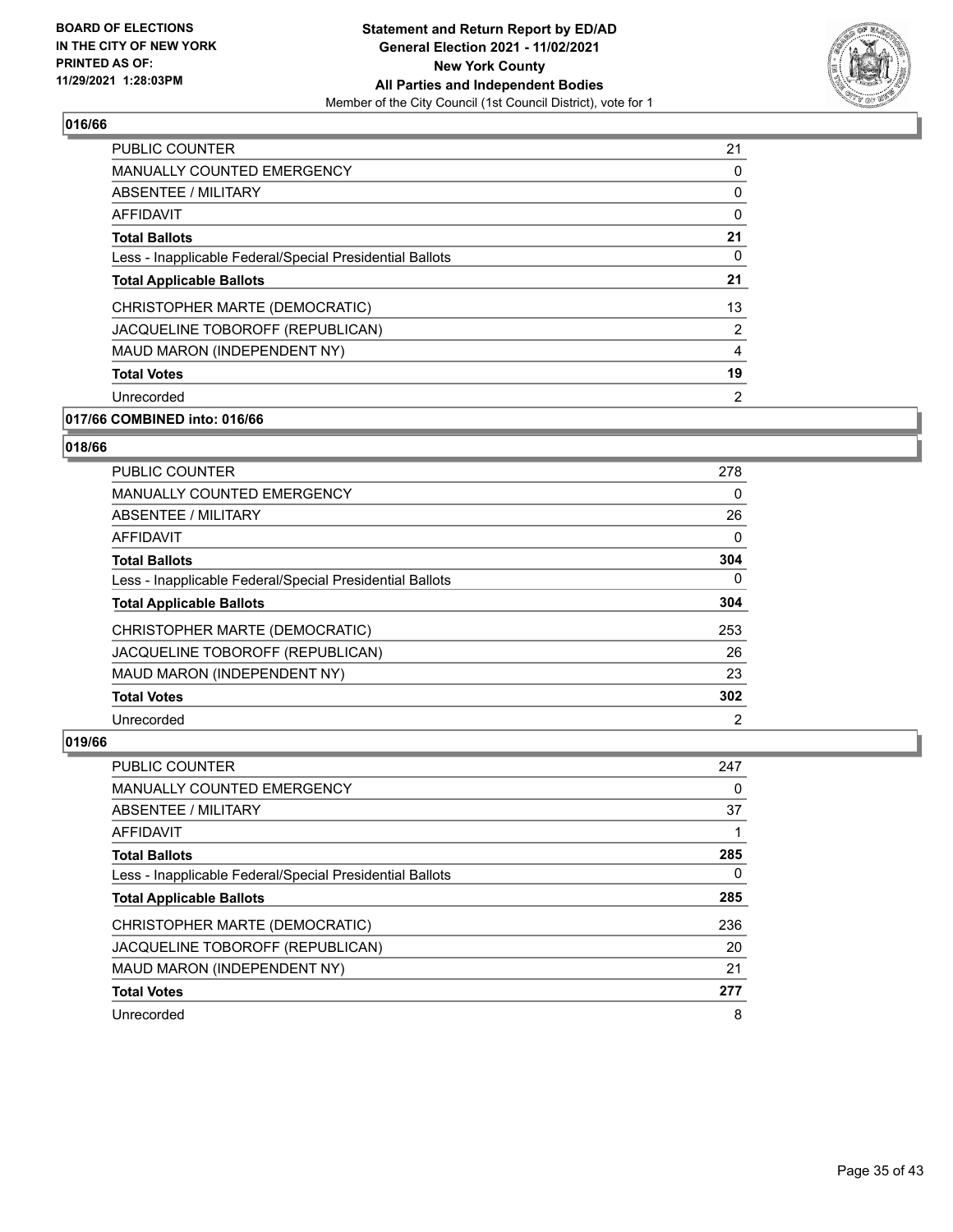## 016/66

| | |
|---|---|
| PUBLIC COUNTER | 21 |
| MANUALLY COUNTED EMERGENCY | 0 |
| ABSENTEE / MILITARY | 0 |
| AFFIDAVIT | 0 |
| **Total Ballots** | **21** |
| Less - Inapplicable Federal/Special Presidential Ballots | 0 |
| **Total Applicable Ballots** | **21** |
| CHRISTOPHER MARTE (DEMOCRATIC) | 13 |
| JACQUELINE TOBOROFF (REPUBLICAN) | 2 |
| MAUD MARON (INDEPENDENT NY) | 4 |
| **Total Votes** | **19** |
| Unrecorded | 2 |

## 017/66 COMBINED into: 016/66

## 018/66

| | |
|---|---|
| PUBLIC COUNTER | 278 |
| MANUALLY COUNTED EMERGENCY | 0 |
| ABSENTEE / MILITARY | 26 |
| AFFIDAVIT | 0 |
| **Total Ballots** | **304** |
| Less - Inapplicable Federal/Special Presidential Ballots | 0 |
| **Total Applicable Ballots** | **304** |
| CHRISTOPHER MARTE (DEMOCRATIC) | 253 |
| JACQUELINE TOBOROFF (REPUBLICAN) | 26 |
| MAUD MARON (INDEPENDENT NY) | 23 |
| **Total Votes** | **302** |
| Unrecorded | 2 |

## 019/66

| | |
|---|---|
| PUBLIC COUNTER | 247 |
| MANUALLY COUNTED EMERGENCY | 0 |
| ABSENTEE / MILITARY | 37 |
| AFFIDAVIT | 1 |
| **Total Ballots** | **285** |
| Less - Inapplicable Federal/Special Presidential Ballots | 0 |
| **Total Applicable Ballots** | **285** |
| CHRISTOPHER MARTE (DEMOCRATIC) | 236 |
| JACQUELINE TOBOROFF (REPUBLICAN) | 20 |
| MAUD MARON (INDEPENDENT NY) | 21 |
| **Total Votes** | **277** |
| Unrecorded | 8 |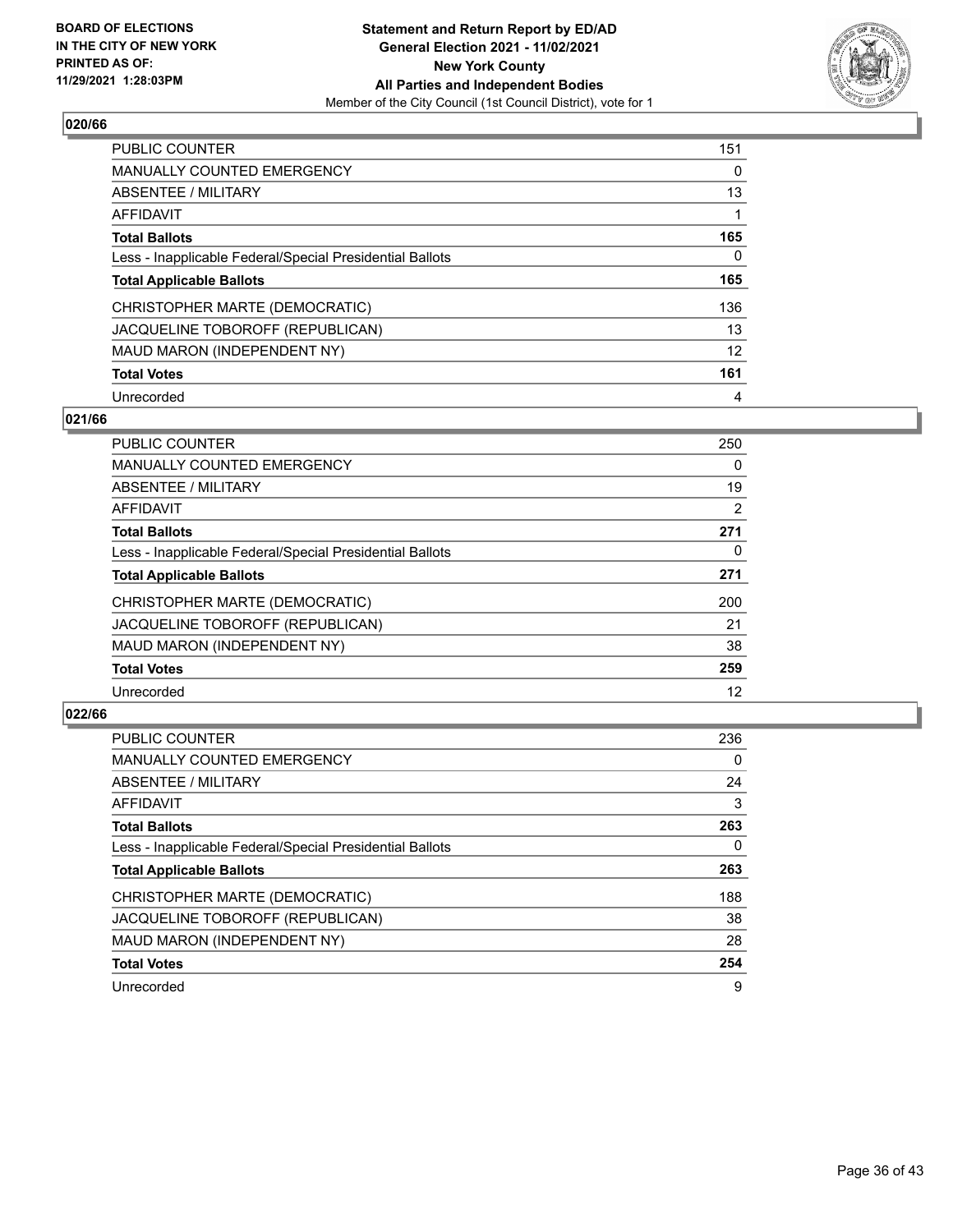**BOARD OF ELECTIONS IN THE CITY OF NEW YORK PRINTED AS OF: 11/29/2021 1:28:03PM**

**Statement and Return Report by ED/AD General Election 2021 - 11/02/2021 New York County All Parties and Independent Bodies**
Member of the City Council (1st Council District), vote for 1

## 020/66

| | |
|---|---|
| PUBLIC COUNTER | 151 |
| MANUALLY COUNTED EMERGENCY | 0 |
| ABSENTEE / MILITARY | 13 |
| AFFIDAVIT | 1 |
| **Total Ballots** | **165** |
| Less - Inapplicable Federal/Special Presidential Ballots | 0 |
| **Total Applicable Ballots** | **165** |
| CHRISTOPHER MARTE (DEMOCRATIC) | 136 |
| JACQUELINE TOBOROFF (REPUBLICAN) | 13 |
| MAUD MARON (INDEPENDENT NY) | 12 |
| **Total Votes** | **161** |
| Unrecorded | 4 |

## 021/66

| | |
|---|---|
| PUBLIC COUNTER | 250 |
| MANUALLY COUNTED EMERGENCY | 0 |
| ABSENTEE / MILITARY | 19 |
| AFFIDAVIT | 2 |
| **Total Ballots** | **271** |
| Less - Inapplicable Federal/Special Presidential Ballots | 0 |
| **Total Applicable Ballots** | **271** |
| CHRISTOPHER MARTE (DEMOCRATIC) | 200 |
| JACQUELINE TOBOROFF (REPUBLICAN) | 21 |
| MAUD MARON (INDEPENDENT NY) | 38 |
| **Total Votes** | **259** |
| Unrecorded | 12 |

## 022/66

| | |
|---|---|
| PUBLIC COUNTER | 236 |
| MANUALLY COUNTED EMERGENCY | 0 |
| ABSENTEE / MILITARY | 24 |
| AFFIDAVIT | 3 |
| **Total Ballots** | **263** |
| Less - Inapplicable Federal/Special Presidential Ballots | 0 |
| **Total Applicable Ballots** | **263** |
| CHRISTOPHER MARTE (DEMOCRATIC) | 188 |
| JACQUELINE TOBOROFF (REPUBLICAN) | 38 |
| MAUD MARON (INDEPENDENT NY) | 28 |
| **Total Votes** | **254** |
| Unrecorded | 9 |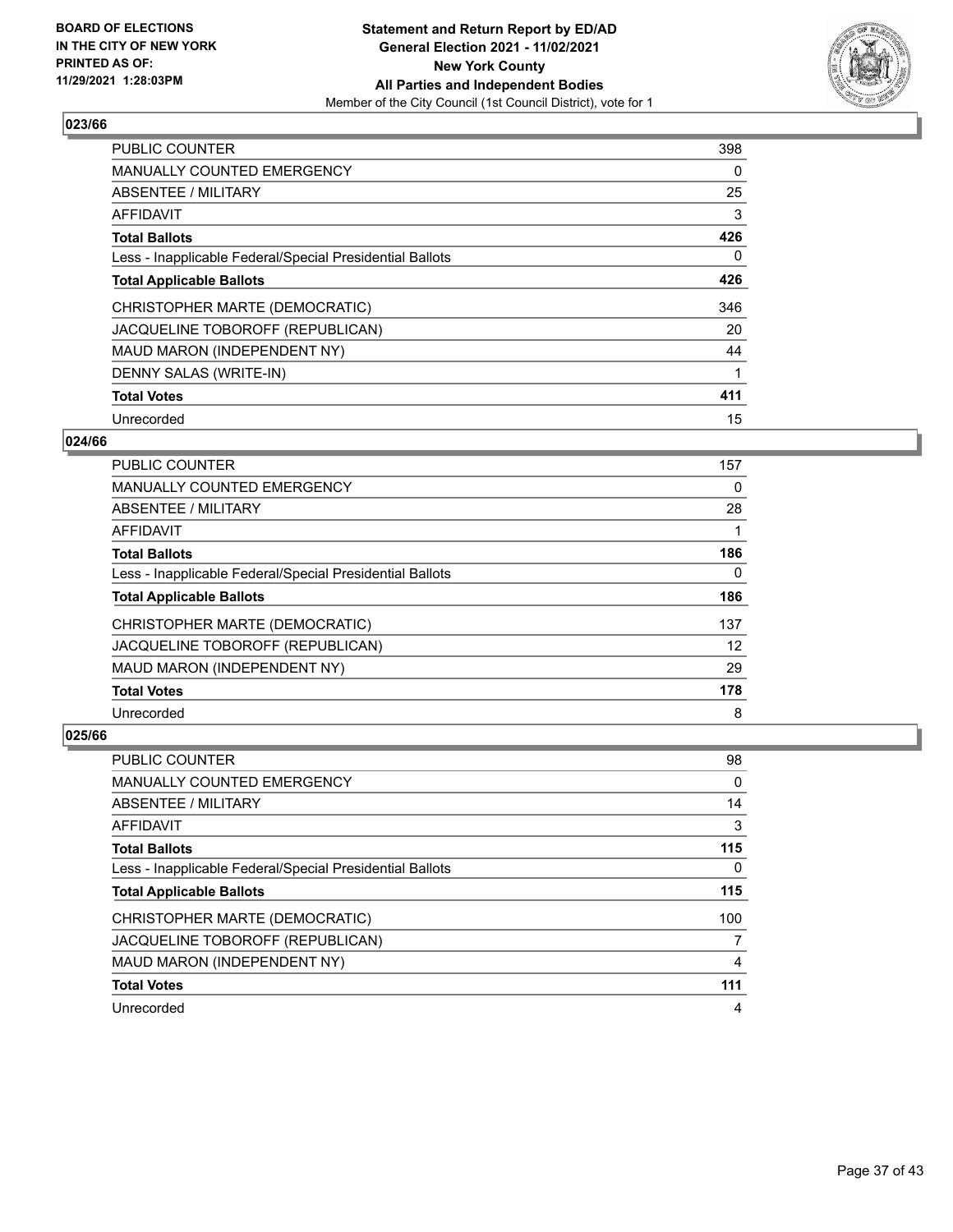## 023/66

| | |
|---|---|
| PUBLIC COUNTER | 398 |
| MANUALLY COUNTED EMERGENCY | 0 |
| ABSENTEE / MILITARY | 25 |
| AFFIDAVIT | 3 |
| **Total Ballots** | **426** |
| Less - Inapplicable Federal/Special Presidential Ballots | 0 |
| **Total Applicable Ballots** | **426** |
| CHRISTOPHER MARTE (DEMOCRATIC) | 346 |
| JACQUELINE TOBOROFF (REPUBLICAN) | 20 |
| MAUD MARON (INDEPENDENT NY) | 44 |
| DENNY SALAS (WRITE-IN) | 1 |
| **Total Votes** | **411** |
| Unrecorded | 15 |

## 024/66

| | |
|---|---|
| PUBLIC COUNTER | 157 |
| MANUALLY COUNTED EMERGENCY | 0 |
| ABSENTEE / MILITARY | 28 |
| AFFIDAVIT | 1 |
| **Total Ballots** | **186** |
| Less - Inapplicable Federal/Special Presidential Ballots | 0 |
| **Total Applicable Ballots** | **186** |
| CHRISTOPHER MARTE (DEMOCRATIC) | 137 |
| JACQUELINE TOBOROFF (REPUBLICAN) | 12 |
| MAUD MARON (INDEPENDENT NY) | 29 |
| **Total Votes** | **178** |
| Unrecorded | 8 |

## 025/66

| | |
|---|---|
| PUBLIC COUNTER | 98 |
| MANUALLY COUNTED EMERGENCY | 0 |
| ABSENTEE / MILITARY | 14 |
| AFFIDAVIT | 3 |
| **Total Ballots** | **115** |
| Less - Inapplicable Federal/Special Presidential Ballots | 0 |
| **Total Applicable Ballots** | **115** |
| CHRISTOPHER MARTE (DEMOCRATIC) | 100 |
| JACQUELINE TOBOROFF (REPUBLICAN) | 7 |
| MAUD MARON (INDEPENDENT NY) | 4 |
| **Total Votes** | **111** |
| Unrecorded | 4 |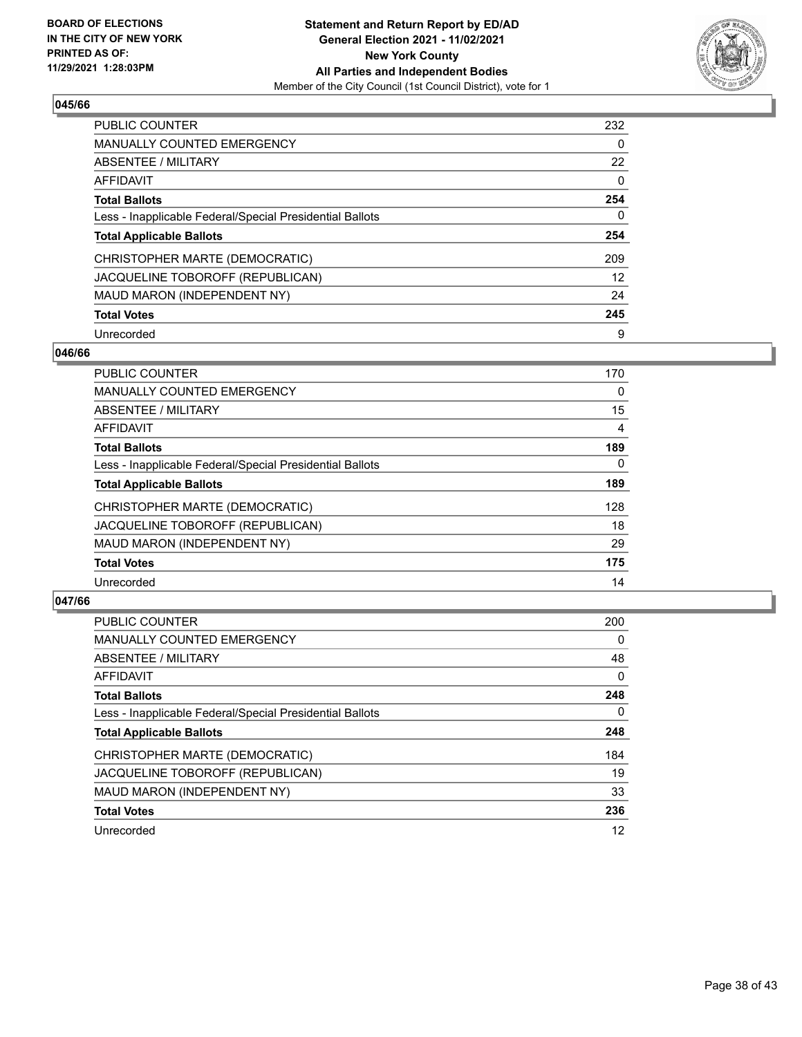**BOARD OF ELECTIONS IN THE CITY OF NEW YORK PRINTED AS OF: 11/29/2021 1:28:03PM**

**Statement and Return Report by ED/AD General Election 2021 - 11/02/2021 New York County All Parties and Independent Bodies**

Member of the City Council (1st Council District), vote for 1

### 045/66

| | |
|---|---|
| PUBLIC COUNTER | 232 |
| MANUALLY COUNTED EMERGENCY | 0 |
| ABSENTEE / MILITARY | 22 |
| AFFIDAVIT | 0 |
| **Total Ballots** | **254** |
| Less - Inapplicable Federal/Special Presidential Ballots | 0 |
| **Total Applicable Ballots** | **254** |
| CHRISTOPHER MARTE (DEMOCRATIC) | 209 |
| JACQUELINE TOBOROFF (REPUBLICAN) | 12 |
| MAUD MARON (INDEPENDENT NY) | 24 |
| **Total Votes** | **245** |
| Unrecorded | 9 |

### 046/66

| | |
|---|---|
| PUBLIC COUNTER | 170 |
| MANUALLY COUNTED EMERGENCY | 0 |
| ABSENTEE / MILITARY | 15 |
| AFFIDAVIT | 4 |
| **Total Ballots** | **189** |
| Less - Inapplicable Federal/Special Presidential Ballots | 0 |
| **Total Applicable Ballots** | **189** |
| CHRISTOPHER MARTE (DEMOCRATIC) | 128 |
| JACQUELINE TOBOROFF (REPUBLICAN) | 18 |
| MAUD MARON (INDEPENDENT NY) | 29 |
| **Total Votes** | **175** |
| Unrecorded | 14 |

### 047/66

| | |
|---|---|
| PUBLIC COUNTER | 200 |
| MANUALLY COUNTED EMERGENCY | 0 |
| ABSENTEE / MILITARY | 48 |
| AFFIDAVIT | 0 |
| **Total Ballots** | **248** |
| Less - Inapplicable Federal/Special Presidential Ballots | 0 |
| **Total Applicable Ballots** | **248** |
| CHRISTOPHER MARTE (DEMOCRATIC) | 184 |
| JACQUELINE TOBOROFF (REPUBLICAN) | 19 |
| MAUD MARON (INDEPENDENT NY) | 33 |
| **Total Votes** | **236** |
| Unrecorded | 12 |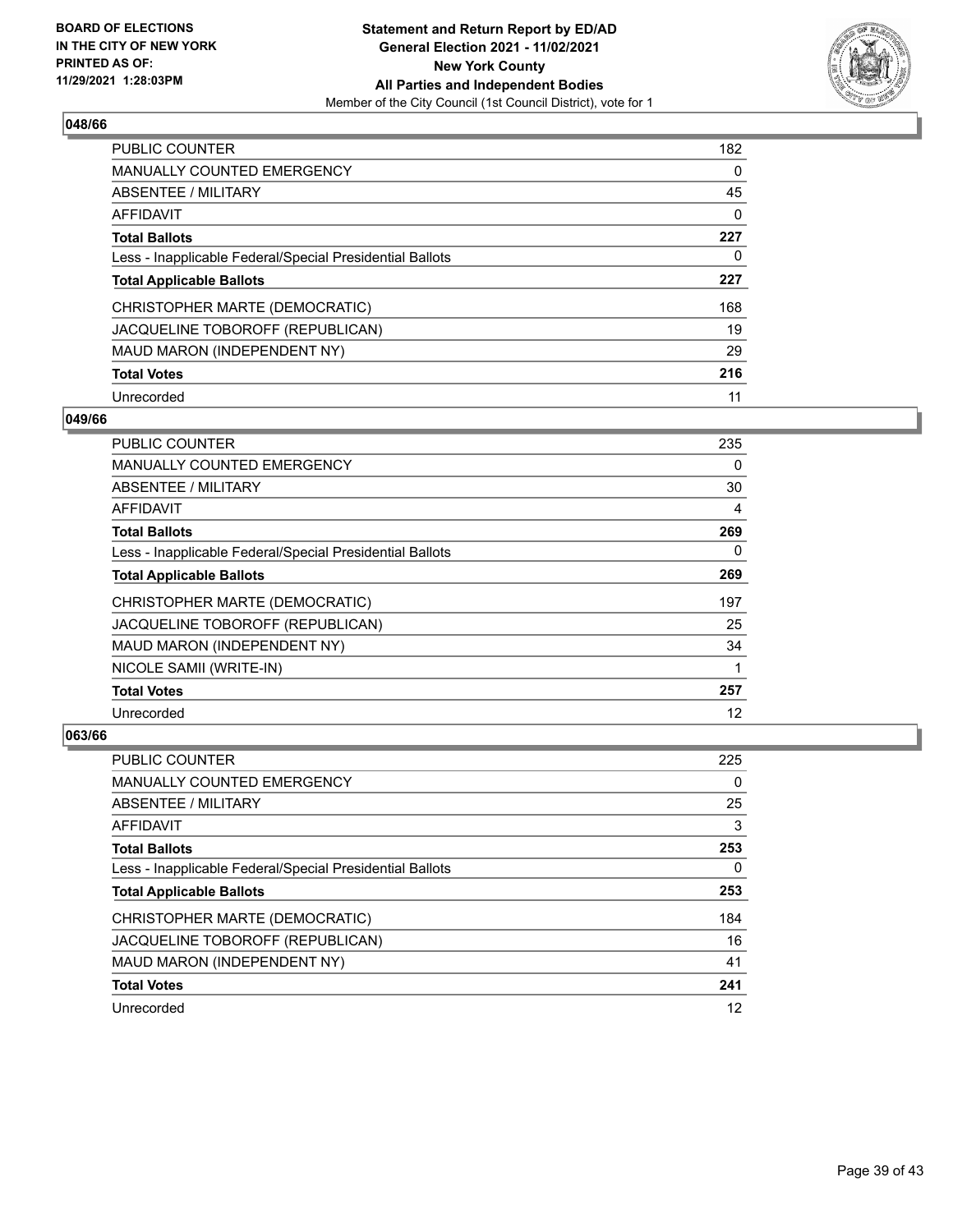**Statement and Return Report by ED/AD**
**General Election 2021 - 11/02/2021**
**New York County**
**All Parties and Independent Bodies**
Member of the City Council (1st Council District), vote for 1

BOARD OF ELECTIONS IN THE CITY OF NEW YORK PRINTED AS OF: 11/29/2021 1:28:03PM

### 048/66

| | |
|---|---|
| PUBLIC COUNTER | 182 |
| MANUALLY COUNTED EMERGENCY | 0 |
| ABSENTEE / MILITARY | 45 |
| AFFIDAVIT | 0 |
| **Total Ballots** | **227** |
| Less - Inapplicable Federal/Special Presidential Ballots | 0 |
| **Total Applicable Ballots** | **227** |
| CHRISTOPHER MARTE (DEMOCRATIC) | 168 |
| JACQUELINE TOBOROFF (REPUBLICAN) | 19 |
| MAUD MARON (INDEPENDENT NY) | 29 |
| **Total Votes** | **216** |
| Unrecorded | 11 |

### 049/66

| | |
|---|---|
| PUBLIC COUNTER | 235 |
| MANUALLY COUNTED EMERGENCY | 0 |
| ABSENTEE / MILITARY | 30 |
| AFFIDAVIT | 4 |
| **Total Ballots** | **269** |
| Less - Inapplicable Federal/Special Presidential Ballots | 0 |
| **Total Applicable Ballots** | **269** |
| CHRISTOPHER MARTE (DEMOCRATIC) | 197 |
| JACQUELINE TOBOROFF (REPUBLICAN) | 25 |
| MAUD MARON (INDEPENDENT NY) | 34 |
| NICOLE SAMII (WRITE-IN) | 1 |
| **Total Votes** | **257** |
| Unrecorded | 12 |

### 063/66

| | |
|---|---|
| PUBLIC COUNTER | 225 |
| MANUALLY COUNTED EMERGENCY | 0 |
| ABSENTEE / MILITARY | 25 |
| AFFIDAVIT | 3 |
| **Total Ballots** | **253** |
| Less - Inapplicable Federal/Special Presidential Ballots | 0 |
| **Total Applicable Ballots** | **253** |
| CHRISTOPHER MARTE (DEMOCRATIC) | 184 |
| JACQUELINE TOBOROFF (REPUBLICAN) | 16 |
| MAUD MARON (INDEPENDENT NY) | 41 |
| **Total Votes** | **241** |
| Unrecorded | 12 |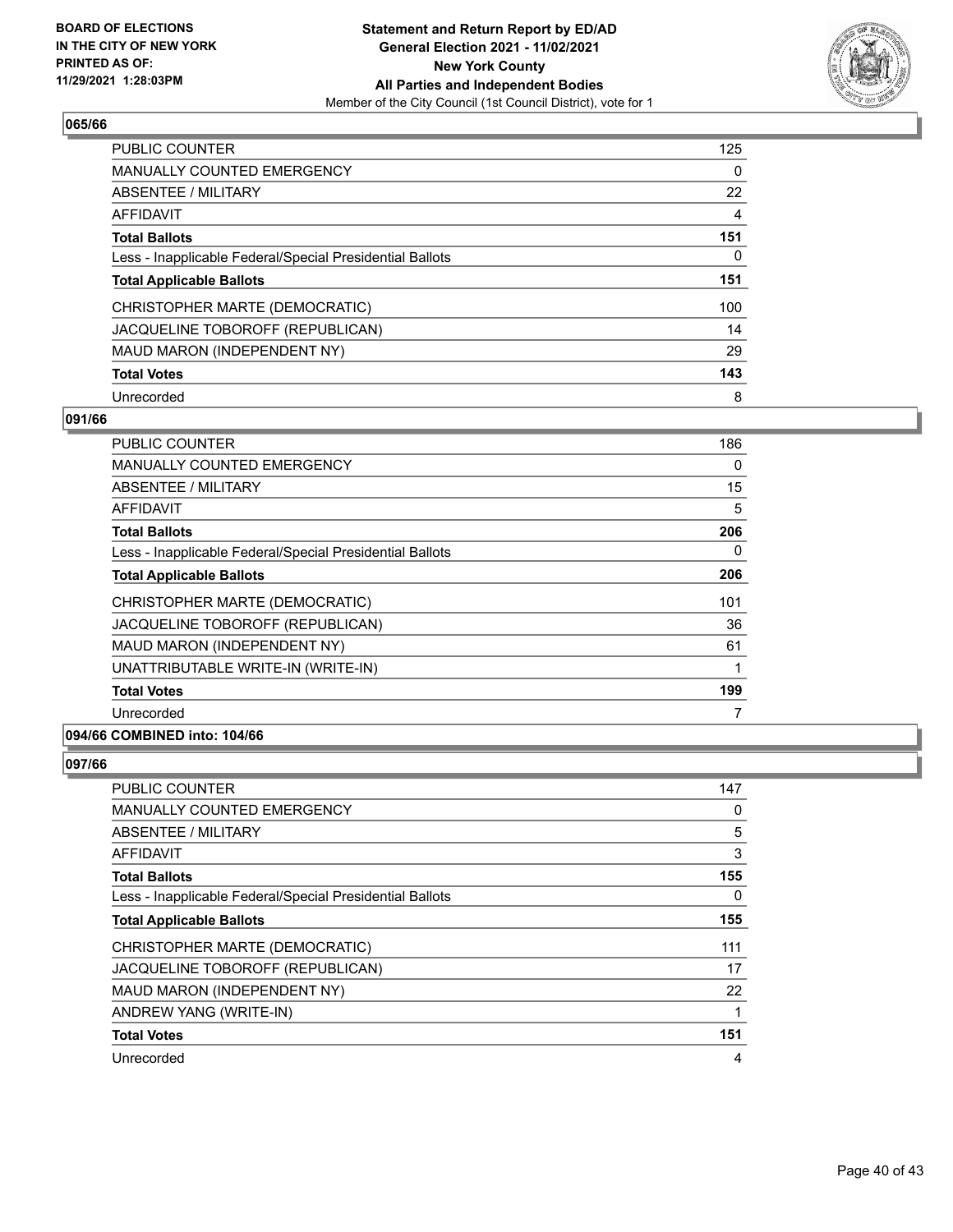**Statement and Return Report by ED/AD**
**General Election 2021 - 11/02/2021**
**New York County**
**All Parties and Independent Bodies**
Member of the City Council (1st Council District), vote for 1

BOARD OF ELECTIONS IN THE CITY OF NEW YORK PRINTED AS OF: 11/29/2021 1:28:03PM

### 065/66

| | |
|---|---|
| PUBLIC COUNTER | 125 |
| MANUALLY COUNTED EMERGENCY | 0 |
| ABSENTEE / MILITARY | 22 |
| AFFIDAVIT | 4 |
| **Total Ballots** | **151** |
| Less - Inapplicable Federal/Special Presidential Ballots | 0 |
| **Total Applicable Ballots** | **151** |
| CHRISTOPHER MARTE (DEMOCRATIC) | 100 |
| JACQUELINE TOBOROFF (REPUBLICAN) | 14 |
| MAUD MARON (INDEPENDENT NY) | 29 |
| **Total Votes** | **143** |
| Unrecorded | 8 |

### 091/66

| | |
|---|---|
| PUBLIC COUNTER | 186 |
| MANUALLY COUNTED EMERGENCY | 0 |
| ABSENTEE / MILITARY | 15 |
| AFFIDAVIT | 5 |
| **Total Ballots** | **206** |
| Less - Inapplicable Federal/Special Presidential Ballots | 0 |
| **Total Applicable Ballots** | **206** |
| CHRISTOPHER MARTE (DEMOCRATIC) | 101 |
| JACQUELINE TOBOROFF (REPUBLICAN) | 36 |
| MAUD MARON (INDEPENDENT NY) | 61 |
| UNATTRIBUTABLE WRITE-IN (WRITE-IN) | 1 |
| **Total Votes** | **199** |
| Unrecorded | 7 |

### 094/66 COMBINED into: 104/66

### 097/66

| | |
|---|---|
| PUBLIC COUNTER | 147 |
| MANUALLY COUNTED EMERGENCY | 0 |
| ABSENTEE / MILITARY | 5 |
| AFFIDAVIT | 3 |
| **Total Ballots** | **155** |
| Less - Inapplicable Federal/Special Presidential Ballots | 0 |
| **Total Applicable Ballots** | **155** |
| CHRISTOPHER MARTE (DEMOCRATIC) | 111 |
| JACQUELINE TOBOROFF (REPUBLICAN) | 17 |
| MAUD MARON (INDEPENDENT NY) | 22 |
| ANDREW YANG (WRITE-IN) | 1 |
| **Total Votes** | **151** |
| Unrecorded | 4 |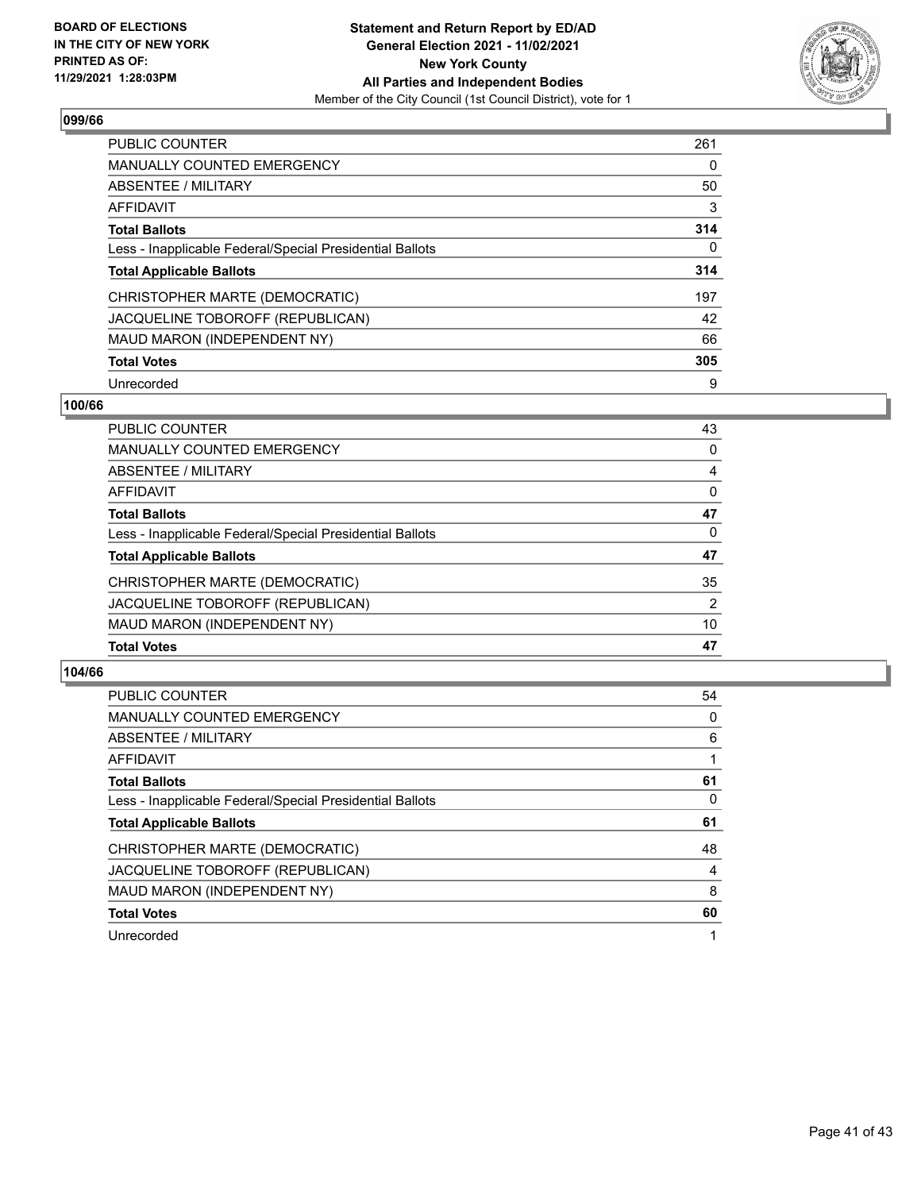## 099/66

| | |
|---|---|
| PUBLIC COUNTER | 261 |
| MANUALLY COUNTED EMERGENCY | 0 |
| ABSENTEE / MILITARY | 50 |
| AFFIDAVIT | 3 |
| **Total Ballots** | **314** |
| Less - Inapplicable Federal/Special Presidential Ballots | 0 |
| **Total Applicable Ballots** | **314** |
| CHRISTOPHER MARTE (DEMOCRATIC) | 197 |
| JACQUELINE TOBOROFF (REPUBLICAN) | 42 |
| MAUD MARON (INDEPENDENT NY) | 66 |
| **Total Votes** | **305** |
| Unrecorded | 9 |

## 100/66

| | |
|---|---|
| PUBLIC COUNTER | 43 |
| MANUALLY COUNTED EMERGENCY | 0 |
| ABSENTEE / MILITARY | 4 |
| AFFIDAVIT | 0 |
| **Total Ballots** | **47** |
| Less - Inapplicable Federal/Special Presidential Ballots | 0 |
| **Total Applicable Ballots** | **47** |
| CHRISTOPHER MARTE (DEMOCRATIC) | 35 |
| JACQUELINE TOBOROFF (REPUBLICAN) | 2 |
| MAUD MARON (INDEPENDENT NY) | 10 |
| **Total Votes** | **47** |

## 104/66

| | |
|---|---|
| PUBLIC COUNTER | 54 |
| MANUALLY COUNTED EMERGENCY | 0 |
| ABSENTEE / MILITARY | 6 |
| AFFIDAVIT | 1 |
| **Total Ballots** | **61** |
| Less - Inapplicable Federal/Special Presidential Ballots | 0 |
| **Total Applicable Ballots** | **61** |
| CHRISTOPHER MARTE (DEMOCRATIC) | 48 |
| JACQUELINE TOBOROFF (REPUBLICAN) | 4 |
| MAUD MARON (INDEPENDENT NY) | 8 |
| **Total Votes** | **60** |
| Unrecorded | 1 |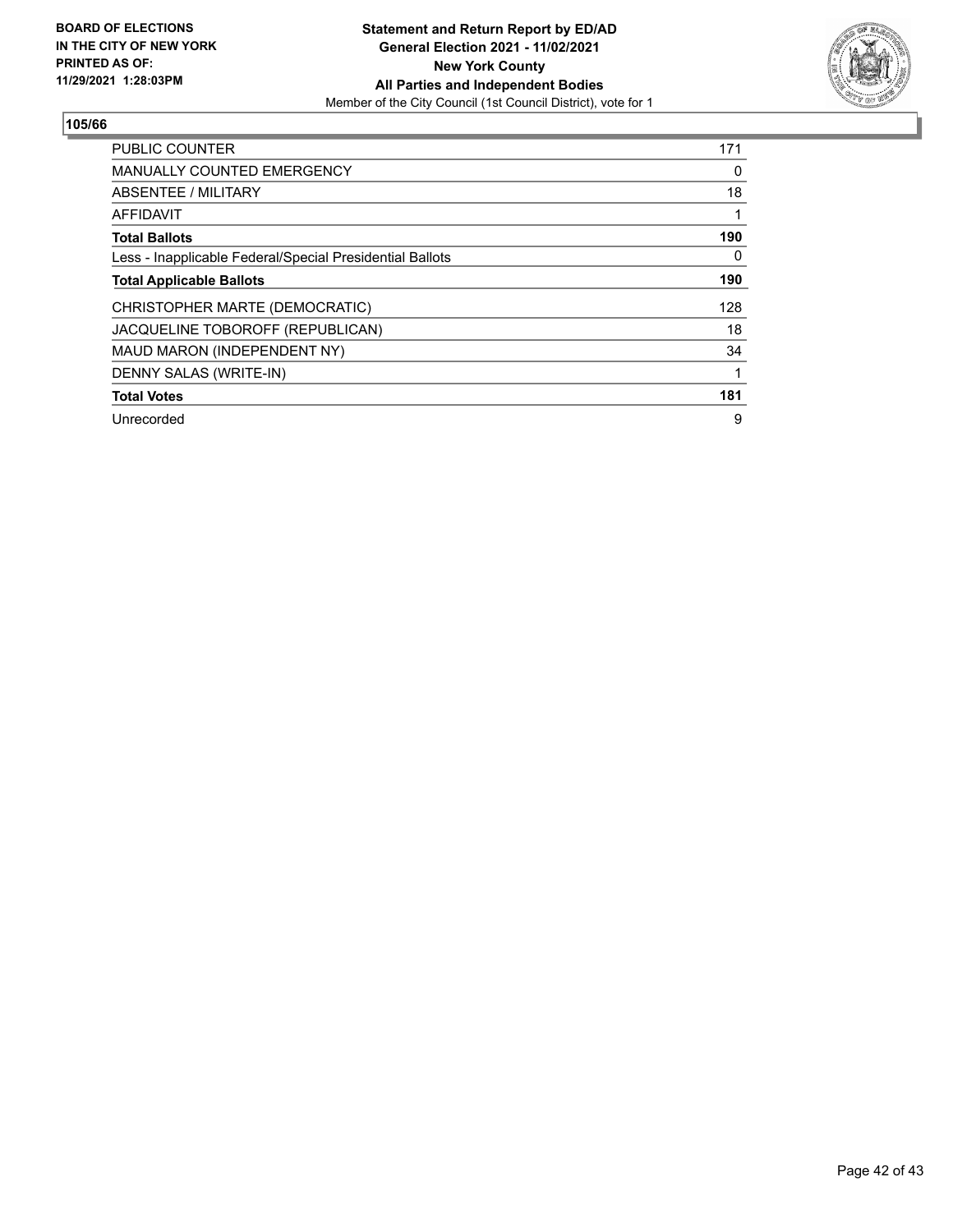**BOARD OF ELECTIONS IN THE CITY OF NEW YORK PRINTED AS OF: 11/29/2021 1:28:03PM**

**Statement and Return Report by ED/AD**
**General Election 2021 - 11/02/2021**
**New York County**
**All Parties and Independent Bodies**
Member of the City Council (1st Council District), vote for 1

**105/66**

| | |
|---|---|
| PUBLIC COUNTER | 171 |
| MANUALLY COUNTED EMERGENCY | 0 |
| ABSENTEE / MILITARY | 18 |
| AFFIDAVIT | 1 |
| **Total Ballots** | **190** |
| Less - Inapplicable Federal/Special Presidential Ballots | 0 |
| **Total Applicable Ballots** | **190** |
| CHRISTOPHER MARTE (DEMOCRATIC) | 128 |
| JACQUELINE TOBOROFF (REPUBLICAN) | 18 |
| MAUD MARON (INDEPENDENT NY) | 34 |
| DENNY SALAS (WRITE-IN) | 1 |
| **Total Votes** | **181** |
| Unrecorded | 9 |